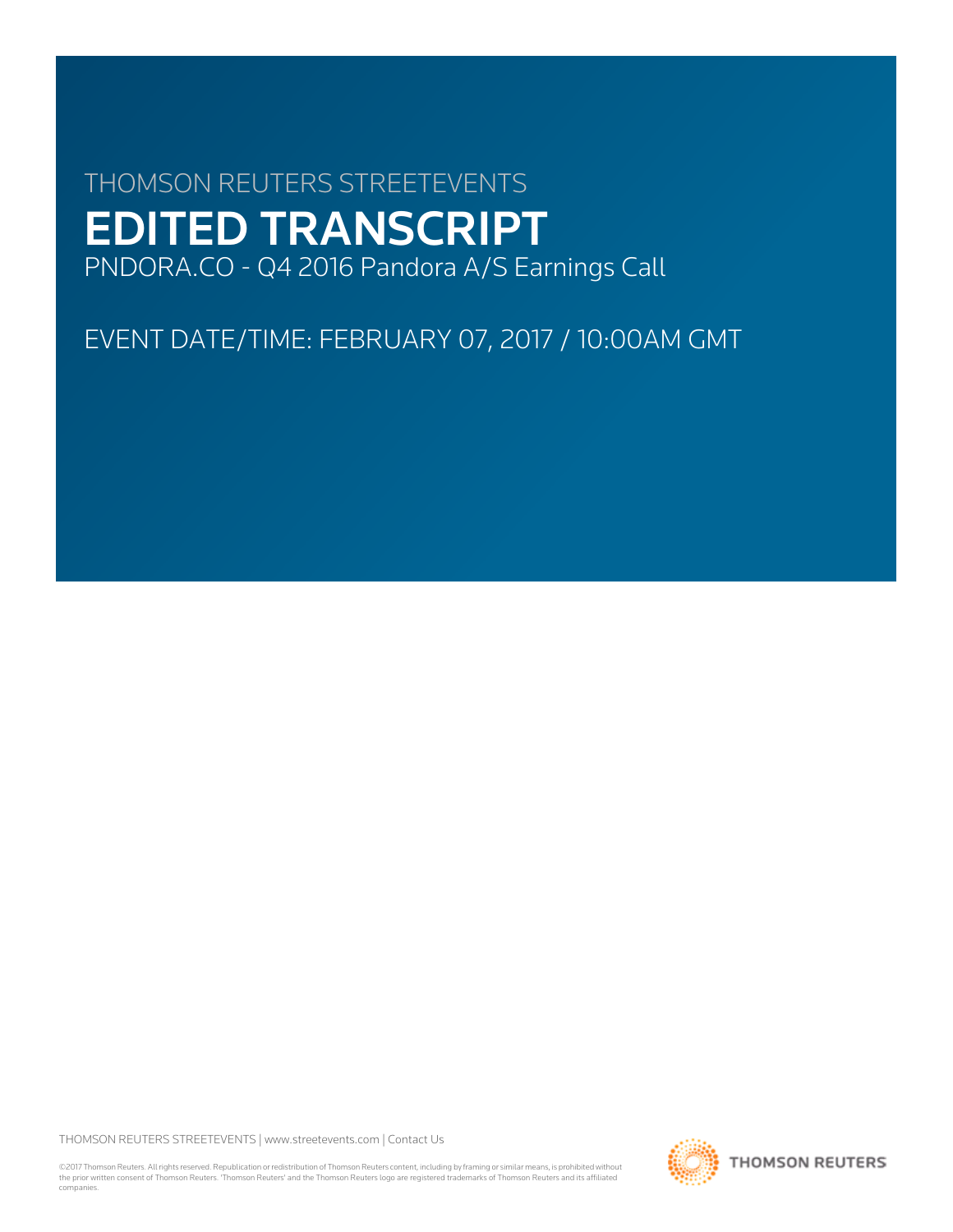THOMSON REUTERS STREETEVENTS

# EDITED TRANSCRIPT

PNDORA.CO - Q4 2016 Pandora A/S Earnings Call

EVENT DATE/TIME: FEBRUARY 07, 2017 / 10:00AM GMT

THOMSON REUTERS STREETEVENTS | www.streetevents.com | Contact Us

©2017 Thomson Reuters. All rights reserved. Republication or redistribution of Thomson Reuters content, including by framing or similar means, is prohibited without the prior written consent of Thomson Reuters. 'Thomson Reuters' and the Thomson Reuters logo are registered trademarks of Thomson Reuters and its affiliated companies.

THOMSON REUTERS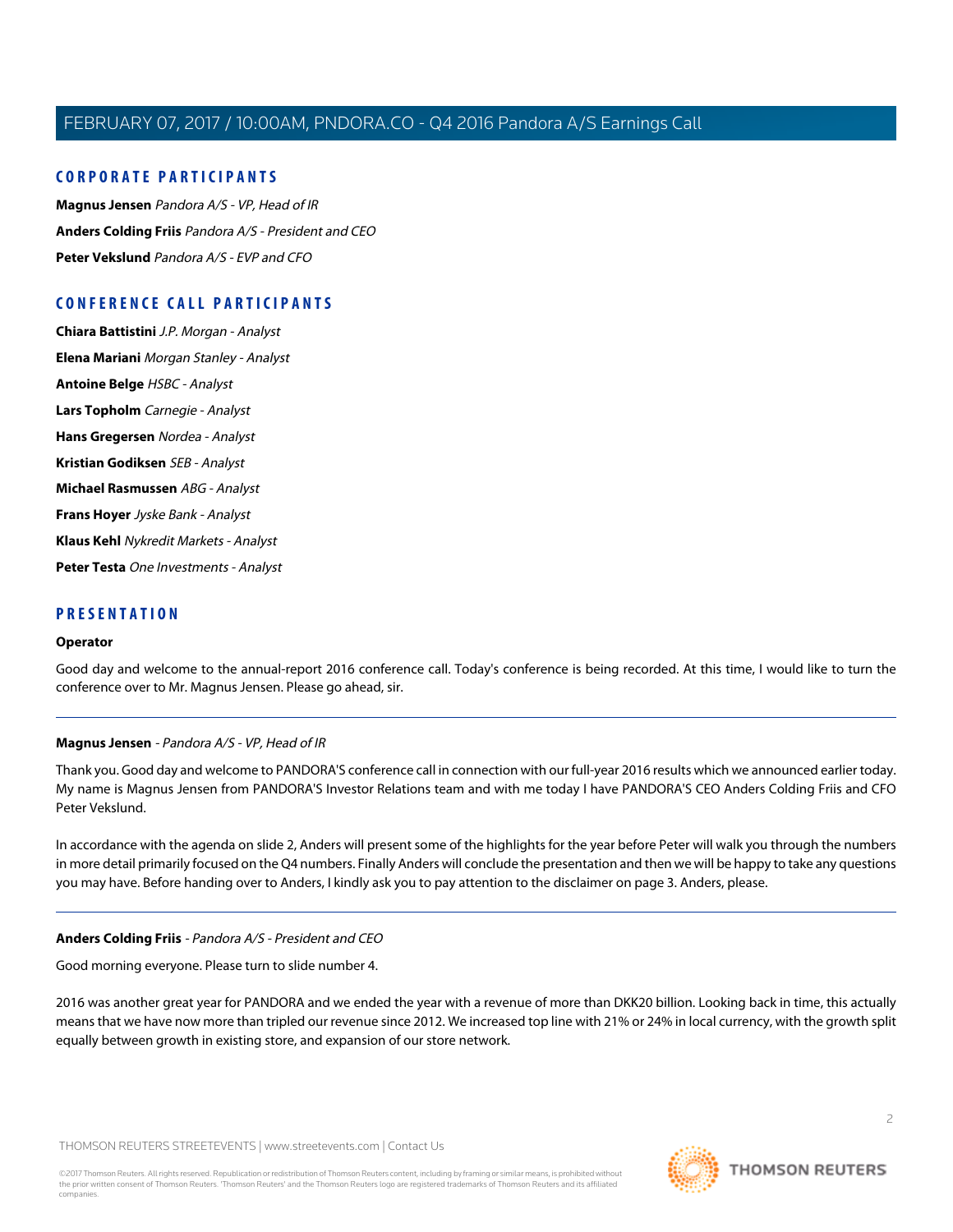## CORPORATE PARTICIPANTS

**Magnus Jensen** *Pandora A/S - VP, Head of IR*

**Anders Colding Friis** *Pandora A/S - President and CEO*

**Peter Vekslund** *Pandora A/S - EVP and CFO*

## CONFERENCE CALL PARTICIPANTS

**Chiara Battistini** *J.P. Morgan - Analyst*

**Elena Mariani** *Morgan Stanley - Analyst*

**Antoine Belge** *HSBC - Analyst*

**Lars Topholm** *Carnegie - Analyst*

**Hans Gregersen** *Nordea - Analyst*

**Kristian Godiksen** *SEB - Analyst*

**Michael Rasmussen** *ABG - Analyst*

**Frans Hoyer** *Jyske Bank - Analyst*

**Klaus Kehl** *Nykredit Markets - Analyst*

**Peter Testa** *One Investments - Analyst*

## PRESENTATION

**Operator**

Good day and welcome to the annual-report 2016 conference call. Today's conference is being recorded. At this time, I would like to turn the conference over to Mr. Magnus Jensen. Please go ahead, sir.

---

**Magnus Jensen** - *Pandora A/S - VP, Head of IR*

Thank you. Good day and welcome to PANDORA'S conference call in connection with our full-year 2016 results which we announced earlier today. My name is Magnus Jensen from PANDORA'S Investor Relations team and with me today I have PANDORA'S CEO Anders Colding Friis and CFO Peter Vekslund.

In accordance with the agenda on slide 2, Anders will present some of the highlights for the year before Peter will walk you through the numbers in more detail primarily focused on the Q4 numbers. Finally Anders will conclude the presentation and then we will be happy to take any questions you may have. Before handing over to Anders, I kindly ask you to pay attention to the disclaimer on page 3. Anders, please.

---

**Anders Colding Friis** - *Pandora A/S - President and CEO*

Good morning everyone. Please turn to slide number 4.

2016 was another great year for PANDORA and we ended the year with a revenue of more than DKK20 billion. Looking back in time, this actually means that we have now more than tripled our revenue since 2012. We increased top line with 21% or 24% in local currency, with the growth split equally between growth in existing store, and expansion of our store network.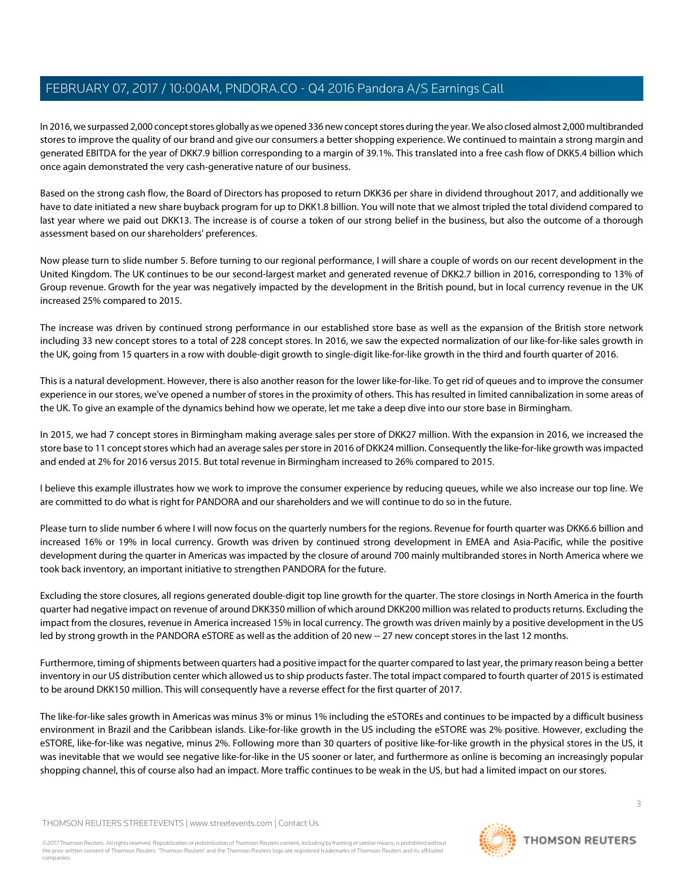In 2016, we surpassed 2,000 concept stores globally as we opened 336 new concept stores during the year. We also closed almost 2,000 multibranded stores to improve the quality of our brand and give our consumers a better shopping experience. We continued to maintain a strong margin and generated EBITDA for the year of DKK7.9 billion corresponding to a margin of 39.1%. This translated into a free cash flow of DKK5.4 billion which once again demonstrated the very cash-generative nature of our business.

Based on the strong cash flow, the Board of Directors has proposed to return DKK36 per share in dividend throughout 2017, and additionally we have to date initiated a new share buyback program for up to DKK1.8 billion. You will note that we almost tripled the total dividend compared to last year where we paid out DKK13. The increase is of course a token of our strong belief in the business, but also the outcome of a thorough assessment based on our shareholders' preferences.

Now please turn to slide number 5. Before turning to our regional performance, I will share a couple of words on our recent development in the United Kingdom. The UK continues to be our second-largest market and generated revenue of DKK2.7 billion in 2016, corresponding to 13% of Group revenue. Growth for the year was negatively impacted by the development in the British pound, but in local currency revenue in the UK increased 25% compared to 2015.

The increase was driven by continued strong performance in our established store base as well as the expansion of the British store network including 33 new concept stores to a total of 228 concept stores. In 2016, we saw the expected normalization of our like-for-like sales growth in the UK, going from 15 quarters in a row with double-digit growth to single-digit like-for-like growth in the third and fourth quarter of 2016.

This is a natural development. However, there is also another reason for the lower like-for-like. To get rid of queues and to improve the consumer experience in our stores, we've opened a number of stores in the proximity of others. This has resulted in limited cannibalization in some areas of the UK. To give an example of the dynamics behind how we operate, let me take a deep dive into our store base in Birmingham.

In 2015, we had 7 concept stores in Birmingham making average sales per store of DKK27 million. With the expansion in 2016, we increased the store base to 11 concept stores which had an average sales per store in 2016 of DKK24 million. Consequently the like-for-like growth was impacted and ended at 2% for 2016 versus 2015. But total revenue in Birmingham increased to 26% compared to 2015.

I believe this example illustrates how we work to improve the consumer experience by reducing queues, while we also increase our top line. We are committed to do what is right for PANDORA and our shareholders and we will continue to do so in the future.

Please turn to slide number 6 where I will now focus on the quarterly numbers for the regions. Revenue for fourth quarter was DKK6.6 billion and increased 16% or 19% in local currency. Growth was driven by continued strong development in EMEA and Asia-Pacific, while the positive development during the quarter in Americas was impacted by the closure of around 700 mainly multibranded stores in North America where we took back inventory, an important initiative to strengthen PANDORA for the future.

Excluding the store closures, all regions generated double-digit top line growth for the quarter. The store closings in North America in the fourth quarter had negative impact on revenue of around DKK350 million of which around DKK200 million was related to products returns. Excluding the impact from the closures, revenue in America increased 15% in local currency. The growth was driven mainly by a positive development in the US led by strong growth in the PANDORA eSTORE as well as the addition of 20 new -- 27 new concept stores in the last 12 months.

Furthermore, timing of shipments between quarters had a positive impact for the quarter compared to last year, the primary reason being a better inventory in our US distribution center which allowed us to ship products faster. The total impact compared to fourth quarter of 2015 is estimated to be around DKK150 million. This will consequently have a reverse effect for the first quarter of 2017.

The like-for-like sales growth in Americas was minus 3% or minus 1% including the eSTOREs and continues to be impacted by a difficult business environment in Brazil and the Caribbean islands. Like-for-like growth in the US including the eSTORE was 2% positive. However, excluding the eSTORE, like-for-like was negative, minus 2%. Following more than 30 quarters of positive like-for-like growth in the physical stores in the US, it was inevitable that we would see negative like-for-like in the US sooner or later, and furthermore as online is becoming an increasingly popular shopping channel, this of course also had an impact. More traffic continues to be weak in the US, but had a limited impact on our stores.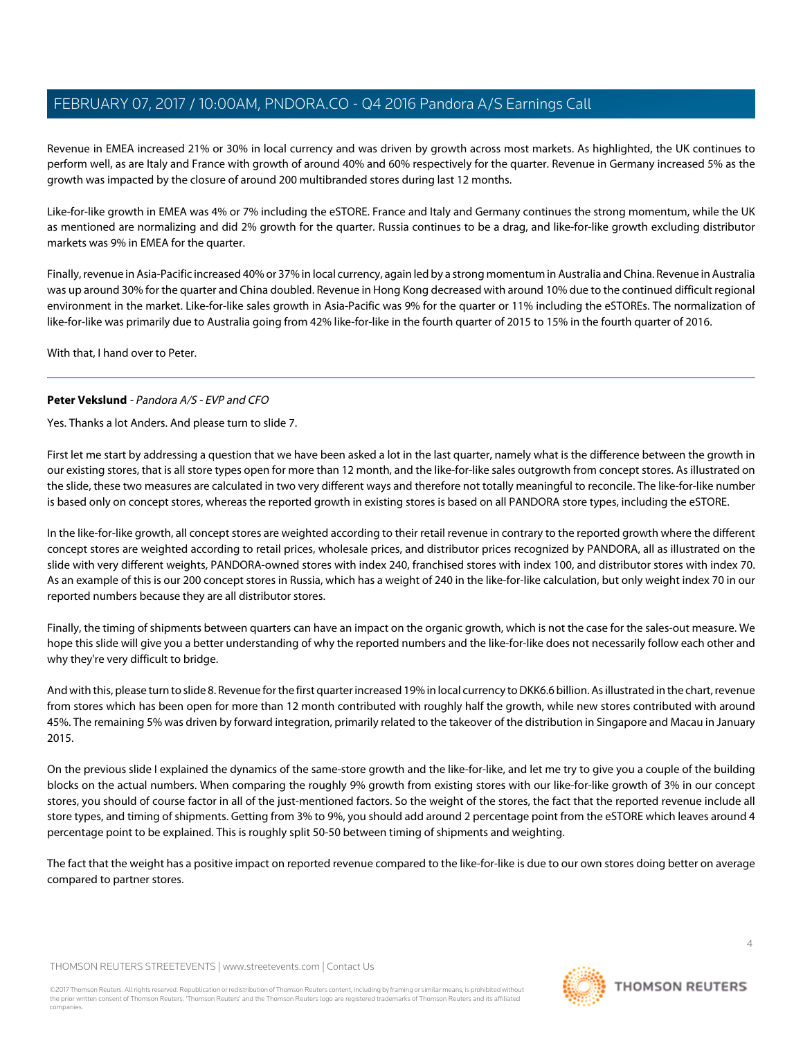Revenue in EMEA increased 21% or 30% in local currency and was driven by growth across most markets. As highlighted, the UK continues to perform well, as are Italy and France with growth of around 40% and 60% respectively for the quarter. Revenue in Germany increased 5% as the growth was impacted by the closure of around 200 multibranded stores during last 12 months.

Like-for-like growth in EMEA was 4% or 7% including the eSTORE. France and Italy and Germany continues the strong momentum, while the UK as mentioned are normalizing and did 2% growth for the quarter. Russia continues to be a drag, and like-for-like growth excluding distributor markets was 9% in EMEA for the quarter.

Finally, revenue in Asia-Pacific increased 40% or 37% in local currency, again led by a strong momentum in Australia and China. Revenue in Australia was up around 30% for the quarter and China doubled. Revenue in Hong Kong decreased with around 10% due to the continued difficult regional environment in the market. Like-for-like sales growth in Asia-Pacific was 9% for the quarter or 11% including the eSTOREs. The normalization of like-for-like was primarily due to Australia going from 42% like-for-like in the fourth quarter of 2015 to 15% in the fourth quarter of 2016.

With that, I hand over to Peter.

---

**Peter Vekslund** - *Pandora A/S - EVP and CFO*

Yes. Thanks a lot Anders. And please turn to slide 7.

First let me start by addressing a question that we have been asked a lot in the last quarter, namely what is the difference between the growth in our existing stores, that is all store types open for more than 12 month, and the like-for-like sales outgrowth from concept stores. As illustrated on the slide, these two measures are calculated in two very different ways and therefore not totally meaningful to reconcile. The like-for-like number is based only on concept stores, whereas the reported growth in existing stores is based on all PANDORA store types, including the eSTORE.

In the like-for-like growth, all concept stores are weighted according to their retail revenue in contrary to the reported growth where the different concept stores are weighted according to retail prices, wholesale prices, and distributor prices recognized by PANDORA, all as illustrated on the slide with very different weights, PANDORA-owned stores with index 240, franchised stores with index 100, and distributor stores with index 70. As an example of this is our 200 concept stores in Russia, which has a weight of 240 in the like-for-like calculation, but only weight index 70 in our reported numbers because they are all distributor stores.

Finally, the timing of shipments between quarters can have an impact on the organic growth, which is not the case for the sales-out measure. We hope this slide will give you a better understanding of why the reported numbers and the like-for-like does not necessarily follow each other and why they're very difficult to bridge.

And with this, please turn to slide 8. Revenue for the first quarter increased 19% in local currency to DKK6.6 billion. As illustrated in the chart, revenue from stores which has been open for more than 12 month contributed with roughly half the growth, while new stores contributed with around 45%. The remaining 5% was driven by forward integration, primarily related to the takeover of the distribution in Singapore and Macau in January 2015.

On the previous slide I explained the dynamics of the same-store growth and the like-for-like, and let me try to give you a couple of the building blocks on the actual numbers. When comparing the roughly 9% growth from existing stores with our like-for-like growth of 3% in our concept stores, you should of course factor in all of the just-mentioned factors. So the weight of the stores, the fact that the reported revenue include all store types, and timing of shipments. Getting from 3% to 9%, you should add around 2 percentage point from the eSTORE which leaves around 4 percentage point to be explained. This is roughly split 50-50 between timing of shipments and weighting.

The fact that the weight has a positive impact on reported revenue compared to the like-for-like is due to our own stores doing better on average compared to partner stores.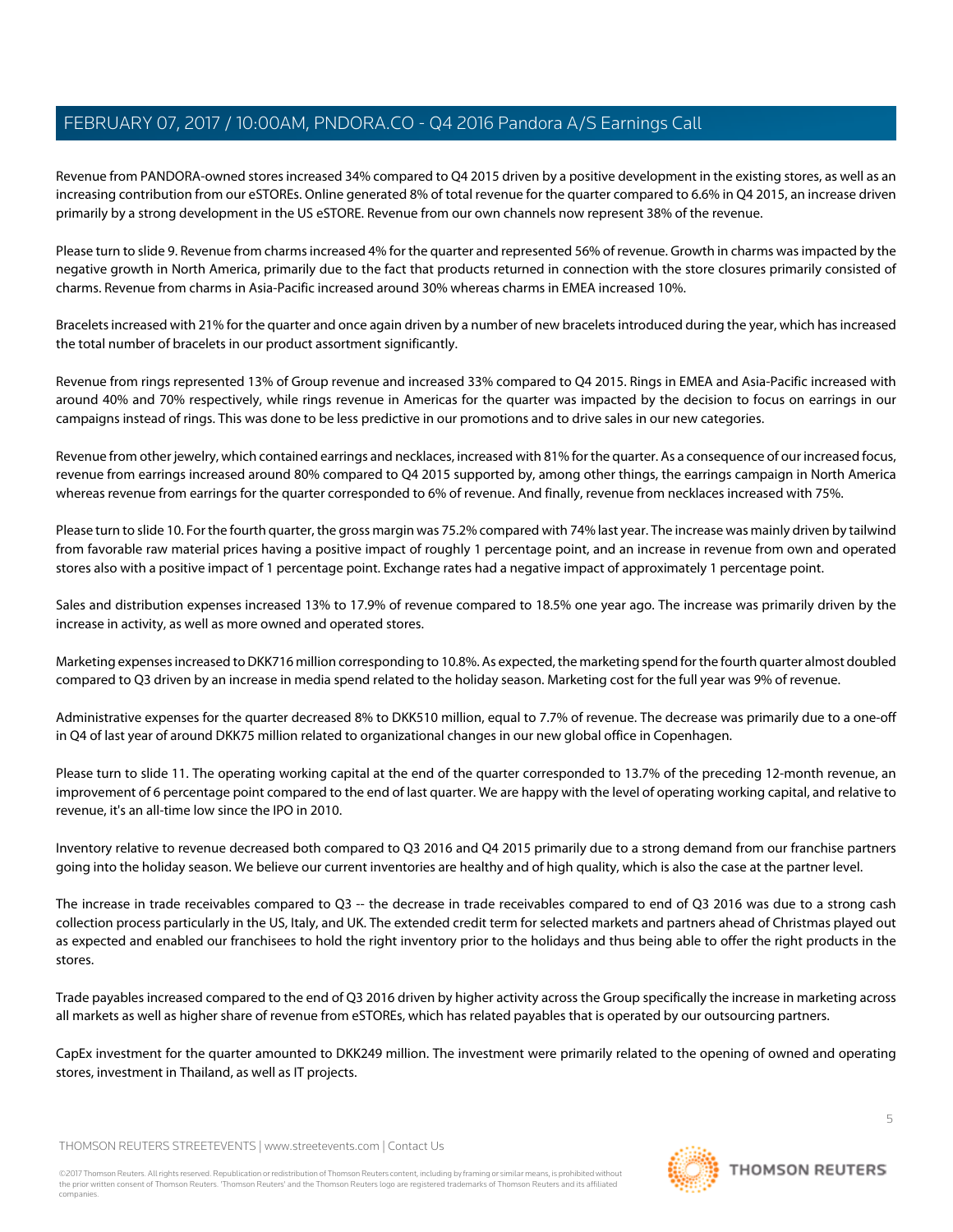Revenue from PANDORA-owned stores increased 34% compared to Q4 2015 driven by a positive development in the existing stores, as well as an increasing contribution from our eSTOREs. Online generated 8% of total revenue for the quarter compared to 6.6% in Q4 2015, an increase driven primarily by a strong development in the US eSTORE. Revenue from our own channels now represent 38% of the revenue.

Please turn to slide 9. Revenue from charms increased 4% for the quarter and represented 56% of revenue. Growth in charms was impacted by the negative growth in North America, primarily due to the fact that products returned in connection with the store closures primarily consisted of charms. Revenue from charms in Asia-Pacific increased around 30% whereas charms in EMEA increased 10%.

Bracelets increased with 21% for the quarter and once again driven by a number of new bracelets introduced during the year, which has increased the total number of bracelets in our product assortment significantly.

Revenue from rings represented 13% of Group revenue and increased 33% compared to Q4 2015. Rings in EMEA and Asia-Pacific increased with around 40% and 70% respectively, while rings revenue in Americas for the quarter was impacted by the decision to focus on earrings in our campaigns instead of rings. This was done to be less predictive in our promotions and to drive sales in our new categories.

Revenue from other jewelry, which contained earrings and necklaces, increased with 81% for the quarter. As a consequence of our increased focus, revenue from earrings increased around 80% compared to Q4 2015 supported by, among other things, the earrings campaign in North America whereas revenue from earrings for the quarter corresponded to 6% of revenue. And finally, revenue from necklaces increased with 75%.

Please turn to slide 10. For the fourth quarter, the gross margin was 75.2% compared with 74% last year. The increase was mainly driven by tailwind from favorable raw material prices having a positive impact of roughly 1 percentage point, and an increase in revenue from own and operated stores also with a positive impact of 1 percentage point. Exchange rates had a negative impact of approximately 1 percentage point.

Sales and distribution expenses increased 13% to 17.9% of revenue compared to 18.5% one year ago. The increase was primarily driven by the increase in activity, as well as more owned and operated stores.

Marketing expenses increased to DKK716 million corresponding to 10.8%. As expected, the marketing spend for the fourth quarter almost doubled compared to Q3 driven by an increase in media spend related to the holiday season. Marketing cost for the full year was 9% of revenue.

Administrative expenses for the quarter decreased 8% to DKK510 million, equal to 7.7% of revenue. The decrease was primarily due to a one-off in Q4 of last year of around DKK75 million related to organizational changes in our new global office in Copenhagen.

Please turn to slide 11. The operating working capital at the end of the quarter corresponded to 13.7% of the preceding 12-month revenue, an improvement of 6 percentage point compared to the end of last quarter. We are happy with the level of operating working capital, and relative to revenue, it's an all-time low since the IPO in 2010.

Inventory relative to revenue decreased both compared to Q3 2016 and Q4 2015 primarily due to a strong demand from our franchise partners going into the holiday season. We believe our current inventories are healthy and of high quality, which is also the case at the partner level.

The increase in trade receivables compared to Q3 -- the decrease in trade receivables compared to end of Q3 2016 was due to a strong cash collection process particularly in the US, Italy, and UK. The extended credit term for selected markets and partners ahead of Christmas played out as expected and enabled our franchisees to hold the right inventory prior to the holidays and thus being able to offer the right products in the stores.

Trade payables increased compared to the end of Q3 2016 driven by higher activity across the Group specifically the increase in marketing across all markets as well as higher share of revenue from eSTOREs, which has related payables that is operated by our outsourcing partners.

CapEx investment for the quarter amounted to DKK249 million. The investment were primarily related to the opening of owned and operating stores, investment in Thailand, as well as IT projects.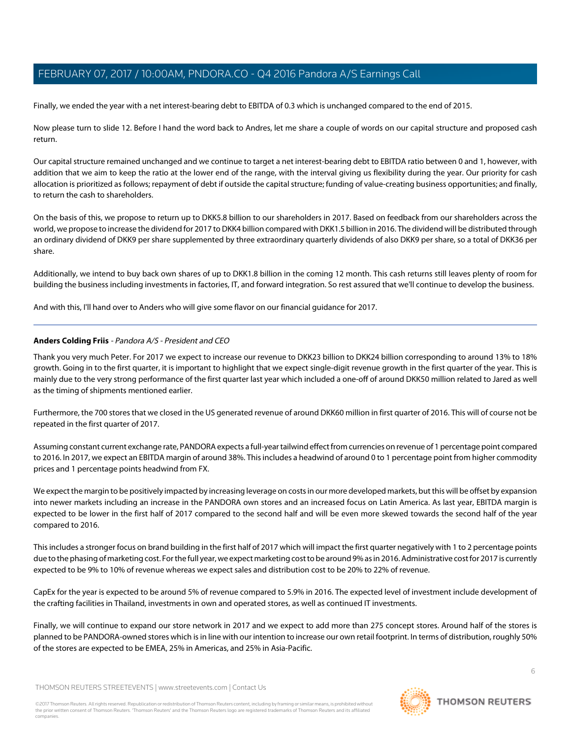Finally, we ended the year with a net interest-bearing debt to EBITDA of 0.3 which is unchanged compared to the end of 2015.

Now please turn to slide 12. Before I hand the word back to Andres, let me share a couple of words on our capital structure and proposed cash return.

Our capital structure remained unchanged and we continue to target a net interest-bearing debt to EBITDA ratio between 0 and 1, however, with addition that we aim to keep the ratio at the lower end of the range, with the interval giving us flexibility during the year. Our priority for cash allocation is prioritized as follows; repayment of debt if outside the capital structure; funding of value-creating business opportunities; and finally, to return the cash to shareholders.

On the basis of this, we propose to return up to DKK5.8 billion to our shareholders in 2017. Based on feedback from our shareholders across the world, we propose to increase the dividend for 2017 to DKK4 billion compared with DKK1.5 billion in 2016. The dividend will be distributed through an ordinary dividend of DKK9 per share supplemented by three extraordinary quarterly dividends of also DKK9 per share, so a total of DKK36 per share.

Additionally, we intend to buy back own shares of up to DKK1.8 billion in the coming 12 month. This cash returns still leaves plenty of room for building the business including investments in factories, IT, and forward integration. So rest assured that we'll continue to develop the business.

And with this, I'll hand over to Anders who will give some flavor on our financial guidance for 2017.

---

**Anders Colding Friis** - *Pandora A/S - President and CEO*

Thank you very much Peter. For 2017 we expect to increase our revenue to DKK23 billion to DKK24 billion corresponding to around 13% to 18% growth. Going in to the first quarter, it is important to highlight that we expect single-digit revenue growth in the first quarter of the year. This is mainly due to the very strong performance of the first quarter last year which included a one-off of around DKK50 million related to Jared as well as the timing of shipments mentioned earlier.

Furthermore, the 700 stores that we closed in the US generated revenue of around DKK60 million in first quarter of 2016. This will of course not be repeated in the first quarter of 2017.

Assuming constant current exchange rate, PANDORA expects a full-year tailwind effect from currencies on revenue of 1 percentage point compared to 2016. In 2017, we expect an EBITDA margin of around 38%. This includes a headwind of around 0 to 1 percentage point from higher commodity prices and 1 percentage points headwind from FX.

We expect the margin to be positively impacted by increasing leverage on costs in our more developed markets, but this will be offset by expansion into newer markets including an increase in the PANDORA own stores and an increased focus on Latin America. As last year, EBITDA margin is expected to be lower in the first half of 2017 compared to the second half and will be even more skewed towards the second half of the year compared to 2016.

This includes a stronger focus on brand building in the first half of 2017 which will impact the first quarter negatively with 1 to 2 percentage points due to the phasing of marketing cost. For the full year, we expect marketing cost to be around 9% as in 2016. Administrative cost for 2017 is currently expected to be 9% to 10% of revenue whereas we expect sales and distribution cost to be 20% to 22% of revenue.

CapEx for the year is expected to be around 5% of revenue compared to 5.9% in 2016. The expected level of investment include development of the crafting facilities in Thailand, investments in own and operated stores, as well as continued IT investments.

Finally, we will continue to expand our store network in 2017 and we expect to add more than 275 concept stores. Around half of the stores is planned to be PANDORA-owned stores which is in line with our intention to increase our own retail footprint. In terms of distribution, roughly 50% of the stores are expected to be EMEA, 25% in Americas, and 25% in Asia-Pacific.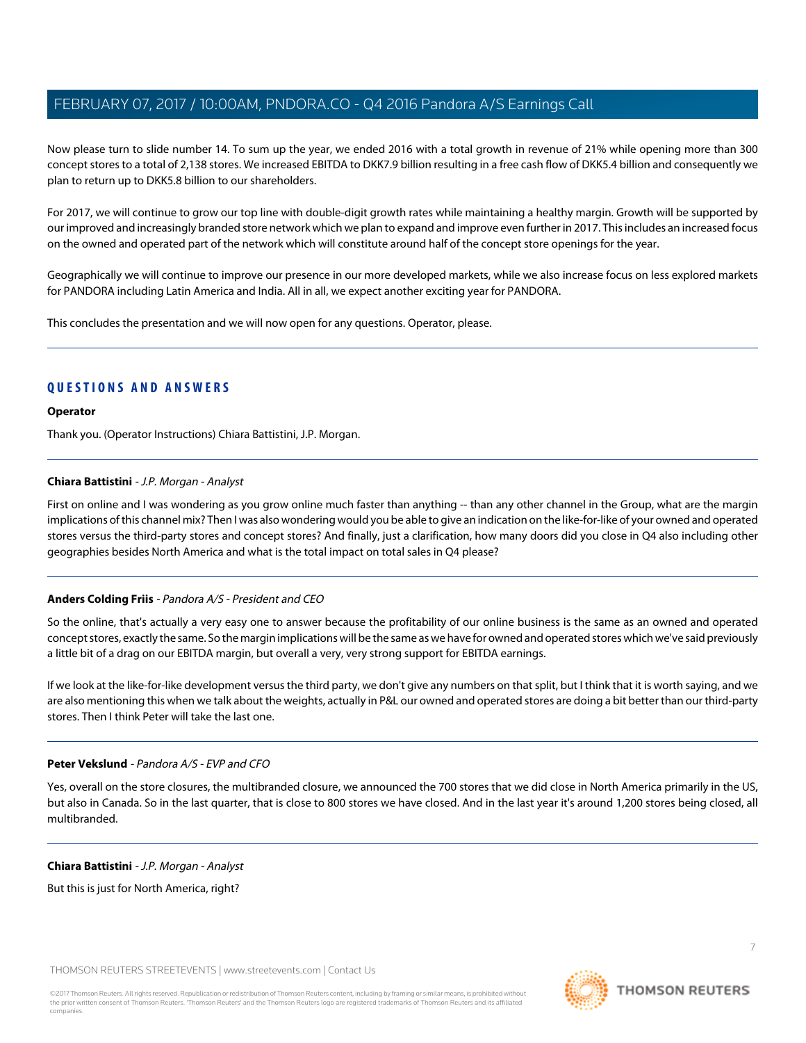Now please turn to slide number 14. To sum up the year, we ended 2016 with a total growth in revenue of 21% while opening more than 300 concept stores to a total of 2,138 stores. We increased EBITDA to DKK7.9 billion resulting in a free cash flow of DKK5.4 billion and consequently we plan to return up to DKK5.8 billion to our shareholders.

For 2017, we will continue to grow our top line with double-digit growth rates while maintaining a healthy margin. Growth will be supported by our improved and increasingly branded store network which we plan to expand and improve even further in 2017. This includes an increased focus on the owned and operated part of the network which will constitute around half of the concept store openings for the year.

Geographically we will continue to improve our presence in our more developed markets, while we also increase focus on less explored markets for PANDORA including Latin America and India. All in all, we expect another exciting year for PANDORA.

This concludes the presentation and we will now open for any questions. Operator, please.

## QUESTIONS AND ANSWERS

**Operator**

Thank you. (Operator Instructions) Chiara Battistini, J.P. Morgan.

**Chiara Battistini** - *J.P. Morgan - Analyst*

First on online and I was wondering as you grow online much faster than anything -- than any other channel in the Group, what are the margin implications of this channel mix? Then I was also wondering would you be able to give an indication on the like-for-like of your owned and operated stores versus the third-party stores and concept stores? And finally, just a clarification, how many doors did you close in Q4 also including other geographies besides North America and what is the total impact on total sales in Q4 please?

**Anders Colding Friis** - *Pandora A/S - President and CEO*

So the online, that's actually a very easy one to answer because the profitability of our online business is the same as an owned and operated concept stores, exactly the same. So the margin implications will be the same as we have for owned and operated stores which we've said previously a little bit of a drag on our EBITDA margin, but overall a very, very strong support for EBITDA earnings.

If we look at the like-for-like development versus the third party, we don't give any numbers on that split, but I think that it is worth saying, and we are also mentioning this when we talk about the weights, actually in P&L our owned and operated stores are doing a bit better than our third-party stores. Then I think Peter will take the last one.

**Peter Vekslund** - *Pandora A/S - EVP and CFO*

Yes, overall on the store closures, the multibranded closure, we announced the 700 stores that we did close in North America primarily in the US, but also in Canada. So in the last quarter, that is close to 800 stores we have closed. And in the last year it's around 1,200 stores being closed, all multibranded.

**Chiara Battistini** - *J.P. Morgan - Analyst*

But this is just for North America, right?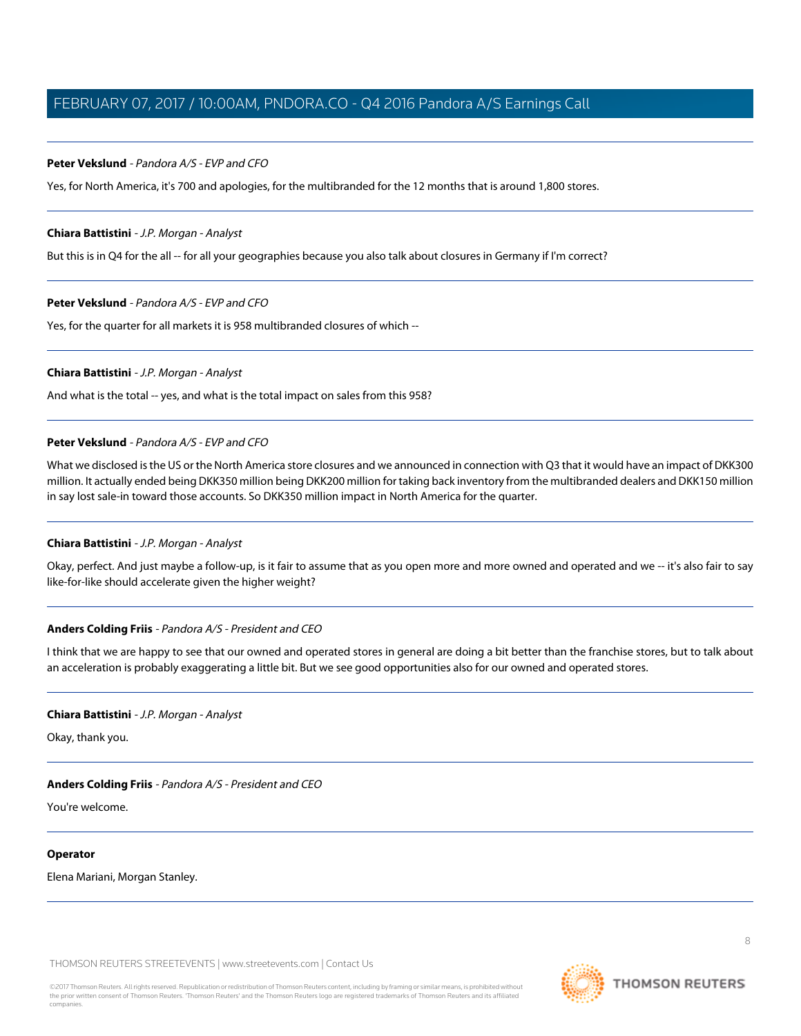**Peter Vekslund** - *Pandora A/S - EVP and CFO*

Yes, for North America, it's 700 and apologies, for the multibranded for the 12 months that is around 1,800 stores.

---

**Chiara Battistini** - *J.P. Morgan - Analyst*

But this is in Q4 for the all -- for all your geographies because you also talk about closures in Germany if I'm correct?

---

**Peter Vekslund** - *Pandora A/S - EVP and CFO*

Yes, for the quarter for all markets it is 958 multibranded closures of which --

---

**Chiara Battistini** - *J.P. Morgan - Analyst*

And what is the total -- yes, and what is the total impact on sales from this 958?

---

**Peter Vekslund** - *Pandora A/S - EVP and CFO*

What we disclosed is the US or the North America store closures and we announced in connection with Q3 that it would have an impact of DKK300 million. It actually ended being DKK350 million being DKK200 million for taking back inventory from the multibranded dealers and DKK150 million in say lost sale-in toward those accounts. So DKK350 million impact in North America for the quarter.

---

**Chiara Battistini** - *J.P. Morgan - Analyst*

Okay, perfect. And just maybe a follow-up, is it fair to assume that as you open more and more owned and operated and we -- it's also fair to say like-for-like should accelerate given the higher weight?

---

**Anders Colding Friis** - *Pandora A/S - President and CEO*

I think that we are happy to see that our owned and operated stores in general are doing a bit better than the franchise stores, but to talk about an acceleration is probably exaggerating a little bit. But we see good opportunities also for our owned and operated stores.

---

**Chiara Battistini** - *J.P. Morgan - Analyst*

Okay, thank you.

---

**Anders Colding Friis** - *Pandora A/S - President and CEO*

You're welcome.

---

**Operator**

Elena Mariani, Morgan Stanley.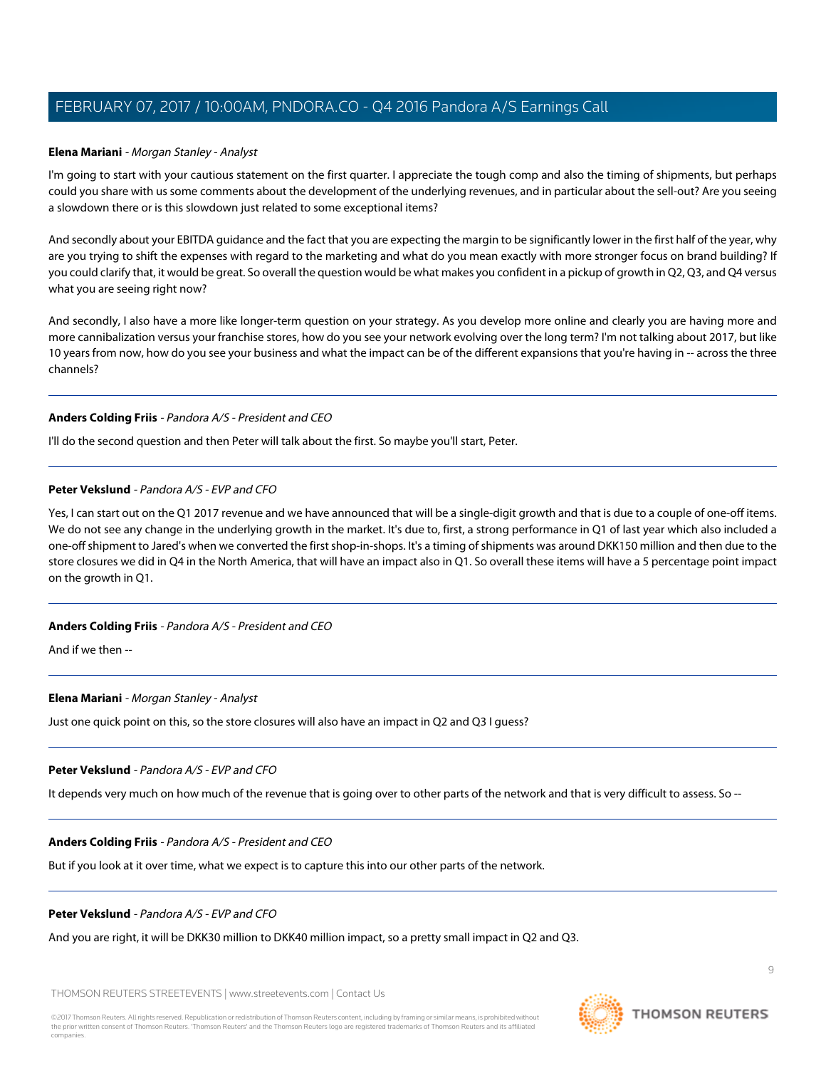**Elena Mariani** - *Morgan Stanley - Analyst*

I'm going to start with your cautious statement on the first quarter. I appreciate the tough comp and also the timing of shipments, but perhaps could you share with us some comments about the development of the underlying revenues, and in particular about the sell-out? Are you seeing a slowdown there or is this slowdown just related to some exceptional items?

And secondly about your EBITDA guidance and the fact that you are expecting the margin to be significantly lower in the first half of the year, why are you trying to shift the expenses with regard to the marketing and what do you mean exactly with more stronger focus on brand building? If you could clarify that, it would be great. So overall the question would be what makes you confident in a pickup of growth in Q2, Q3, and Q4 versus what you are seeing right now?

And secondly, I also have a more like longer-term question on your strategy. As you develop more online and clearly you are having more and more cannibalization versus your franchise stores, how do you see your network evolving over the long term? I'm not talking about 2017, but like 10 years from now, how do you see your business and what the impact can be of the different expansions that you're having in -- across the three channels?

---

**Anders Colding Friis** - *Pandora A/S - President and CEO*

I'll do the second question and then Peter will talk about the first. So maybe you'll start, Peter.

---

**Peter Vekslund** - *Pandora A/S - EVP and CFO*

Yes, I can start out on the Q1 2017 revenue and we have announced that will be a single-digit growth and that is due to a couple of one-off items. We do not see any change in the underlying growth in the market. It's due to, first, a strong performance in Q1 of last year which also included a one-off shipment to Jared's when we converted the first shop-in-shops. It's a timing of shipments was around DKK150 million and then due to the store closures we did in Q4 in the North America, that will have an impact also in Q1. So overall these items will have a 5 percentage point impact on the growth in Q1.

---

**Anders Colding Friis** - *Pandora A/S - President and CEO*

And if we then --

---

**Elena Mariani** - *Morgan Stanley - Analyst*

Just one quick point on this, so the store closures will also have an impact in Q2 and Q3 I guess?

---

**Peter Vekslund** - *Pandora A/S - EVP and CFO*

It depends very much on how much of the revenue that is going over to other parts of the network and that is very difficult to assess. So --

---

**Anders Colding Friis** - *Pandora A/S - President and CEO*

But if you look at it over time, what we expect is to capture this into our other parts of the network.

---

**Peter Vekslund** - *Pandora A/S - EVP and CFO*

And you are right, it will be DKK30 million to DKK40 million impact, so a pretty small impact in Q2 and Q3.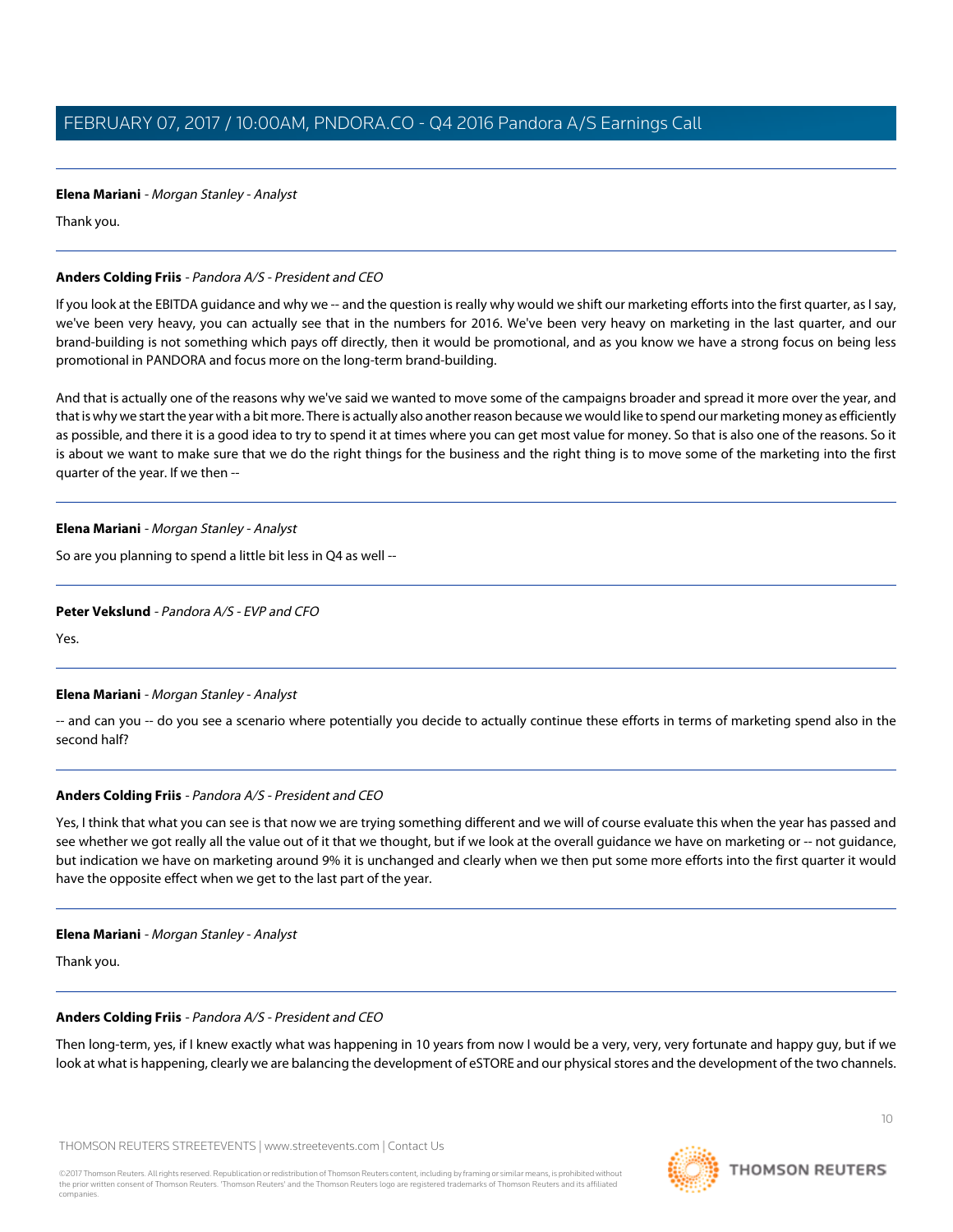**Elena Mariani** - *Morgan Stanley - Analyst*

Thank you.

---

**Anders Colding Friis** - *Pandora A/S - President and CEO*

If you look at the EBITDA guidance and why we -- and the question is really why would we shift our marketing efforts into the first quarter, as I say, we've been very heavy, you can actually see that in the numbers for 2016. We've been very heavy on marketing in the last quarter, and our brand-building is not something which pays off directly, then it would be promotional, and as you know we have a strong focus on being less promotional in PANDORA and focus more on the long-term brand-building.

And that is actually one of the reasons why we've said we wanted to move some of the campaigns broader and spread it more over the year, and that is why we start the year with a bit more. There is actually also another reason because we would like to spend our marketing money as efficiently as possible, and there it is a good idea to try to spend it at times where you can get most value for money. So that is also one of the reasons. So it is about we want to make sure that we do the right things for the business and the right thing is to move some of the marketing into the first quarter of the year. If we then --

---

**Elena Mariani** - *Morgan Stanley - Analyst*

So are you planning to spend a little bit less in Q4 as well --

---

**Peter Vekslund** - *Pandora A/S - EVP and CFO*

Yes.

---

**Elena Mariani** - *Morgan Stanley - Analyst*

-- and can you -- do you see a scenario where potentially you decide to actually continue these efforts in terms of marketing spend also in the second half?

---

**Anders Colding Friis** - *Pandora A/S - President and CEO*

Yes, I think that what you can see is that now we are trying something different and we will of course evaluate this when the year has passed and see whether we got really all the value out of it that we thought, but if we look at the overall guidance we have on marketing or -- not guidance, but indication we have on marketing around 9% it is unchanged and clearly when we then put some more efforts into the first quarter it would have the opposite effect when we get to the last part of the year.

---

**Elena Mariani** - *Morgan Stanley - Analyst*

Thank you.

---

**Anders Colding Friis** - *Pandora A/S - President and CEO*

Then long-term, yes, if I knew exactly what was happening in 10 years from now I would be a very, very, very fortunate and happy guy, but if we look at what is happening, clearly we are balancing the development of eSTORE and our physical stores and the development of the two channels.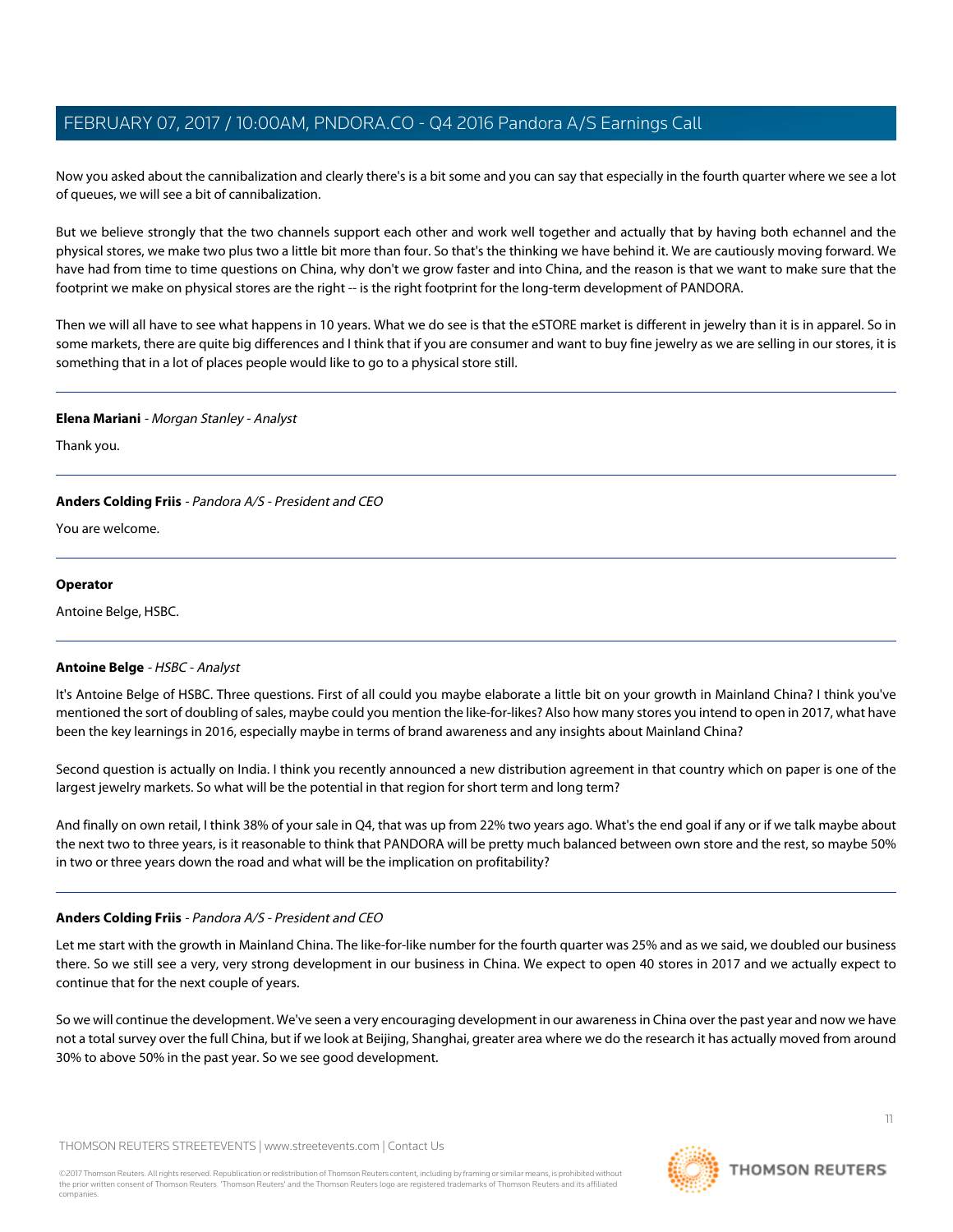Now you asked about the cannibalization and clearly there's is a bit some and you can say that especially in the fourth quarter where we see a lot of queues, we will see a bit of cannibalization.

But we believe strongly that the two channels support each other and work well together and actually that by having both echannel and the physical stores, we make two plus two a little bit more than four. So that's the thinking we have behind it. We are cautiously moving forward. We have had from time to time questions on China, why don't we grow faster and into China, and the reason is that we want to make sure that the footprint we make on physical stores are the right -- is the right footprint for the long-term development of PANDORA.

Then we will all have to see what happens in 10 years. What we do see is that the eSTORE market is different in jewelry than it is in apparel. So in some markets, there are quite big differences and I think that if you are consumer and want to buy fine jewelry as we are selling in our stores, it is something that in a lot of places people would like to go to a physical store still.

---

**Elena Mariani** - *Morgan Stanley - Analyst*

Thank you.

---

**Anders Colding Friis** - *Pandora A/S - President and CEO*

You are welcome.

---

**Operator**

Antoine Belge, HSBC.

---

**Antoine Belge** - *HSBC - Analyst*

It's Antoine Belge of HSBC. Three questions. First of all could you maybe elaborate a little bit on your growth in Mainland China? I think you've mentioned the sort of doubling of sales, maybe could you mention the like-for-likes? Also how many stores you intend to open in 2017, what have been the key learnings in 2016, especially maybe in terms of brand awareness and any insights about Mainland China?

Second question is actually on India. I think you recently announced a new distribution agreement in that country which on paper is one of the largest jewelry markets. So what will be the potential in that region for short term and long term?

And finally on own retail, I think 38% of your sale in Q4, that was up from 22% two years ago. What's the end goal if any or if we talk maybe about the next two to three years, is it reasonable to think that PANDORA will be pretty much balanced between own store and the rest, so maybe 50% in two or three years down the road and what will be the implication on profitability?

---

**Anders Colding Friis** - *Pandora A/S - President and CEO*

Let me start with the growth in Mainland China. The like-for-like number for the fourth quarter was 25% and as we said, we doubled our business there. So we still see a very, very strong development in our business in China. We expect to open 40 stores in 2017 and we actually expect to continue that for the next couple of years.

So we will continue the development. We've seen a very encouraging development in our awareness in China over the past year and now we have not a total survey over the full China, but if we look at Beijing, Shanghai, greater area where we do the research it has actually moved from around 30% to above 50% in the past year. So we see good development.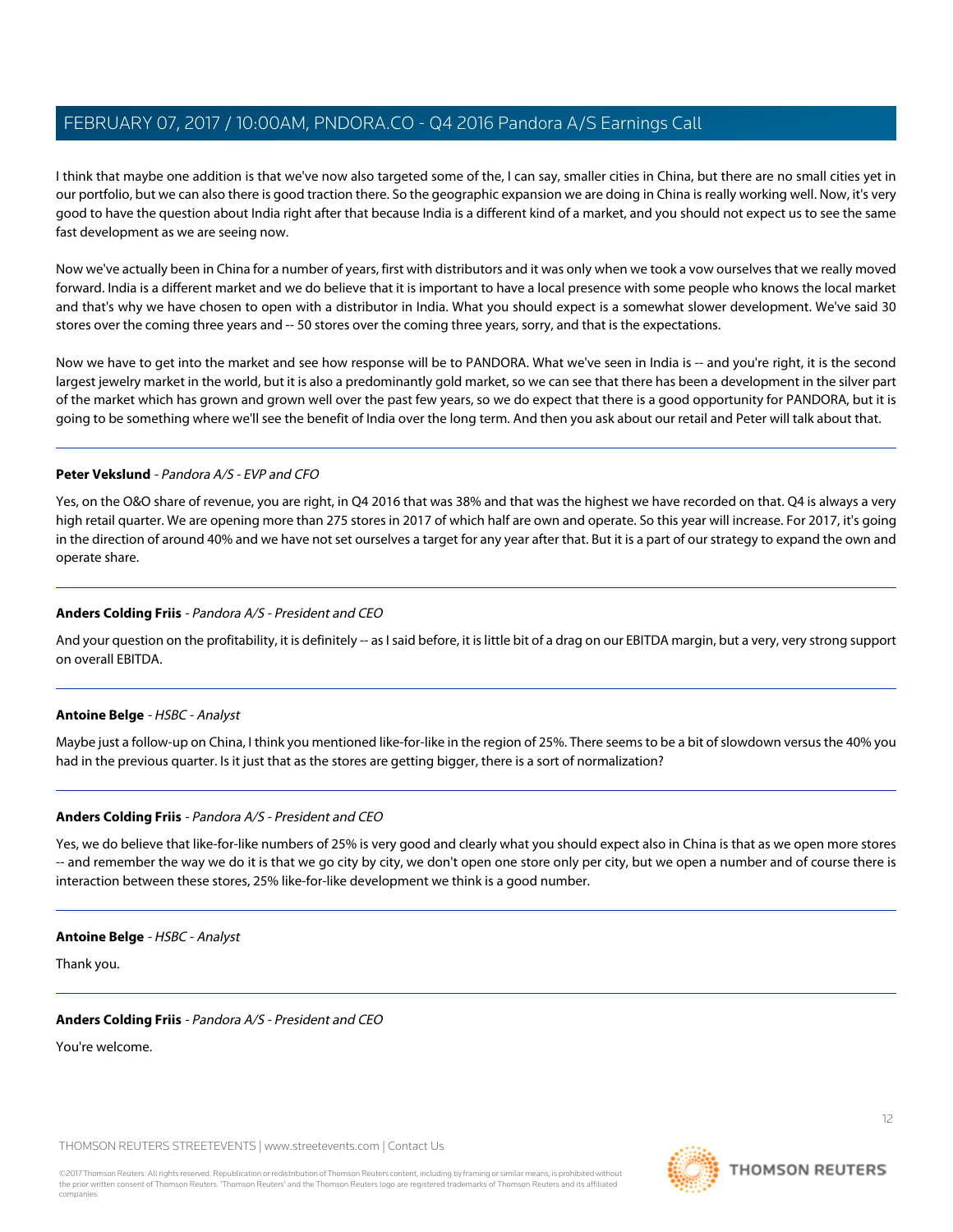I think that maybe one addition is that we've now also targeted some of the, I can say, smaller cities in China, but there are no small cities yet in our portfolio, but we can also there is good traction there. So the geographic expansion we are doing in China is really working well. Now, it's very good to have the question about India right after that because India is a different kind of a market, and you should not expect us to see the same fast development as we are seeing now.

Now we've actually been in China for a number of years, first with distributors and it was only when we took a vow ourselves that we really moved forward. India is a different market and we do believe that it is important to have a local presence with some people who knows the local market and that's why we have chosen to open with a distributor in India. What you should expect is a somewhat slower development. We've said 30 stores over the coming three years and -- 50 stores over the coming three years, sorry, and that is the expectations.

Now we have to get into the market and see how response will be to PANDORA. What we've seen in India is -- and you're right, it is the second largest jewelry market in the world, but it is also a predominantly gold market, so we can see that there has been a development in the silver part of the market which has grown and grown well over the past few years, so we do expect that there is a good opportunity for PANDORA, but it is going to be something where we'll see the benefit of India over the long term. And then you ask about our retail and Peter will talk about that.

---

**Peter Vekslund** - *Pandora A/S - EVP and CFO*

Yes, on the O&O share of revenue, you are right, in Q4 2016 that was 38% and that was the highest we have recorded on that. Q4 is always a very high retail quarter. We are opening more than 275 stores in 2017 of which half are own and operate. So this year will increase. For 2017, it's going in the direction of around 40% and we have not set ourselves a target for any year after that. But it is a part of our strategy to expand the own and operate share.

---

**Anders Colding Friis** - *Pandora A/S - President and CEO*

And your question on the profitability, it is definitely -- as I said before, it is little bit of a drag on our EBITDA margin, but a very, very strong support on overall EBITDA.

---

**Antoine Belge** - *HSBC - Analyst*

Maybe just a follow-up on China, I think you mentioned like-for-like in the region of 25%. There seems to be a bit of slowdown versus the 40% you had in the previous quarter. Is it just that as the stores are getting bigger, there is a sort of normalization?

---

**Anders Colding Friis** - *Pandora A/S - President and CEO*

Yes, we do believe that like-for-like numbers of 25% is very good and clearly what you should expect also in China is that as we open more stores -- and remember the way we do it is that we go city by city, we don't open one store only per city, but we open a number and of course there is interaction between these stores, 25% like-for-like development we think is a good number.

---

**Antoine Belge** - *HSBC - Analyst*

Thank you.

---

**Anders Colding Friis** - *Pandora A/S - President and CEO*

You're welcome.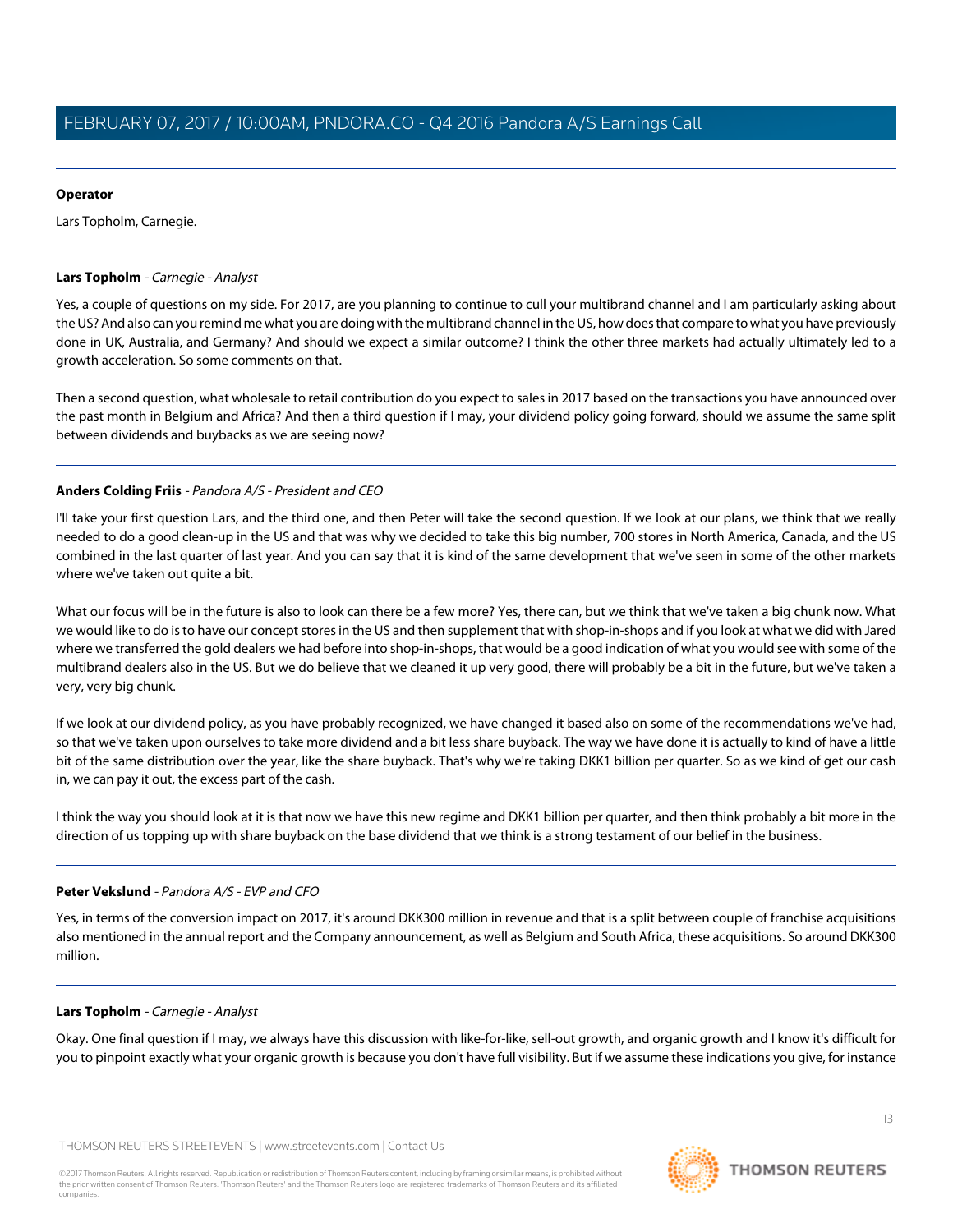**Operator**

Lars Topholm, Carnegie.

---

**Lars Topholm** - *Carnegie - Analyst*

Yes, a couple of questions on my side. For 2017, are you planning to continue to cull your multibrand channel and I am particularly asking about the US? And also can you remind me what you are doing with the multibrand channel in the US, how does that compare to what you have previously done in UK, Australia, and Germany? And should we expect a similar outcome? I think the other three markets had actually ultimately led to a growth acceleration. So some comments on that.

Then a second question, what wholesale to retail contribution do you expect to sales in 2017 based on the transactions you have announced over the past month in Belgium and Africa? And then a third question if I may, your dividend policy going forward, should we assume the same split between dividends and buybacks as we are seeing now?

---

**Anders Colding Friis** - *Pandora A/S - President and CEO*

I'll take your first question Lars, and the third one, and then Peter will take the second question. If we look at our plans, we think that we really needed to do a good clean-up in the US and that was why we decided to take this big number, 700 stores in North America, Canada, and the US combined in the last quarter of last year. And you can say that it is kind of the same development that we've seen in some of the other markets where we've taken out quite a bit.

What our focus will be in the future is also to look can there be a few more? Yes, there can, but we think that we've taken a big chunk now. What we would like to do is to have our concept stores in the US and then supplement that with shop-in-shops and if you look at what we did with Jared where we transferred the gold dealers we had before into shop-in-shops, that would be a good indication of what you would see with some of the multibrand dealers also in the US. But we do believe that we cleaned it up very good, there will probably be a bit in the future, but we've taken a very, very big chunk.

If we look at our dividend policy, as you have probably recognized, we have changed it based also on some of the recommendations we've had, so that we've taken upon ourselves to take more dividend and a bit less share buyback. The way we have done it is actually to kind of have a little bit of the same distribution over the year, like the share buyback. That's why we're taking DKK1 billion per quarter. So as we kind of get our cash in, we can pay it out, the excess part of the cash.

I think the way you should look at it is that now we have this new regime and DKK1 billion per quarter, and then think probably a bit more in the direction of us topping up with share buyback on the base dividend that we think is a strong testament of our belief in the business.

---

**Peter Vekslund** - *Pandora A/S - EVP and CFO*

Yes, in terms of the conversion impact on 2017, it's around DKK300 million in revenue and that is a split between couple of franchise acquisitions also mentioned in the annual report and the Company announcement, as well as Belgium and South Africa, these acquisitions. So around DKK300 million.

---

**Lars Topholm** - *Carnegie - Analyst*

Okay. One final question if I may, we always have this discussion with like-for-like, sell-out growth, and organic growth and I know it's difficult for you to pinpoint exactly what your organic growth is because you don't have full visibility. But if we assume these indications you give, for instance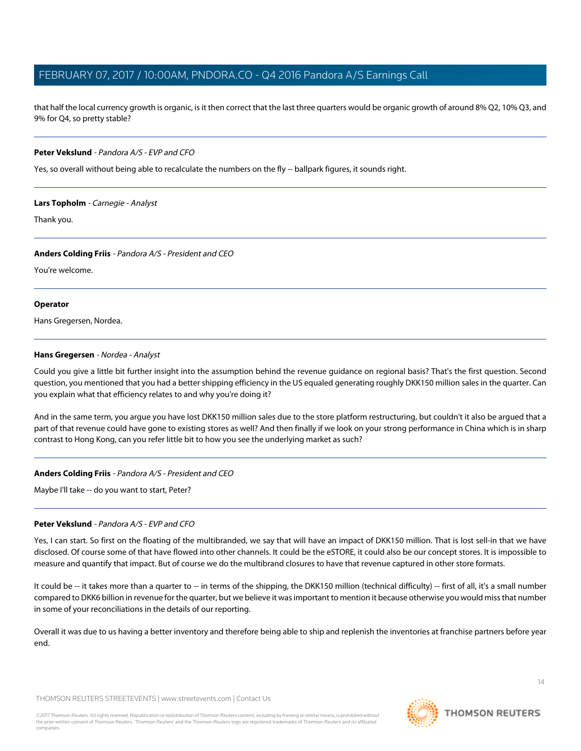that half the local currency growth is organic, is it then correct that the last three quarters would be organic growth of around 8% Q2, 10% Q3, and 9% for Q4, so pretty stable?

---

**Peter Vekslund** - *Pandora A/S - EVP and CFO*

Yes, so overall without being able to recalculate the numbers on the fly -- ballpark figures, it sounds right.

---

**Lars Topholm** - *Carnegie - Analyst*

Thank you.

---

**Anders Colding Friis** - *Pandora A/S - President and CEO*

You're welcome.

---

**Operator**

Hans Gregersen, Nordea.

---

**Hans Gregersen** - *Nordea - Analyst*

Could you give a little bit further insight into the assumption behind the revenue guidance on regional basis? That's the first question. Second question, you mentioned that you had a better shipping efficiency in the US equaled generating roughly DKK150 million sales in the quarter. Can you explain what that efficiency relates to and why you're doing it?

And in the same term, you argue you have lost DKK150 million sales due to the store platform restructuring, but couldn't it also be argued that a part of that revenue could have gone to existing stores as well? And then finally if we look on your strong performance in China which is in sharp contrast to Hong Kong, can you refer little bit to how you see the underlying market as such?

---

**Anders Colding Friis** - *Pandora A/S - President and CEO*

Maybe I'll take -- do you want to start, Peter?

---

**Peter Vekslund** - *Pandora A/S - EVP and CFO*

Yes, I can start. So first on the floating of the multibranded, we say that will have an impact of DKK150 million. That is lost sell-in that we have disclosed. Of course some of that have flowed into other channels. It could be the eSTORE, it could also be our concept stores. It is impossible to measure and quantify that impact. But of course we do the multibrand closures to have that revenue captured in other store formats.

It could be -- it takes more than a quarter to -- in terms of the shipping, the DKK150 million (technical difficulty) -- first of all, it's a small number compared to DKK6 billion in revenue for the quarter, but we believe it was important to mention it because otherwise you would miss that number in some of your reconciliations in the details of our reporting.

Overall it was due to us having a better inventory and therefore being able to ship and replenish the inventories at franchise partners before year end.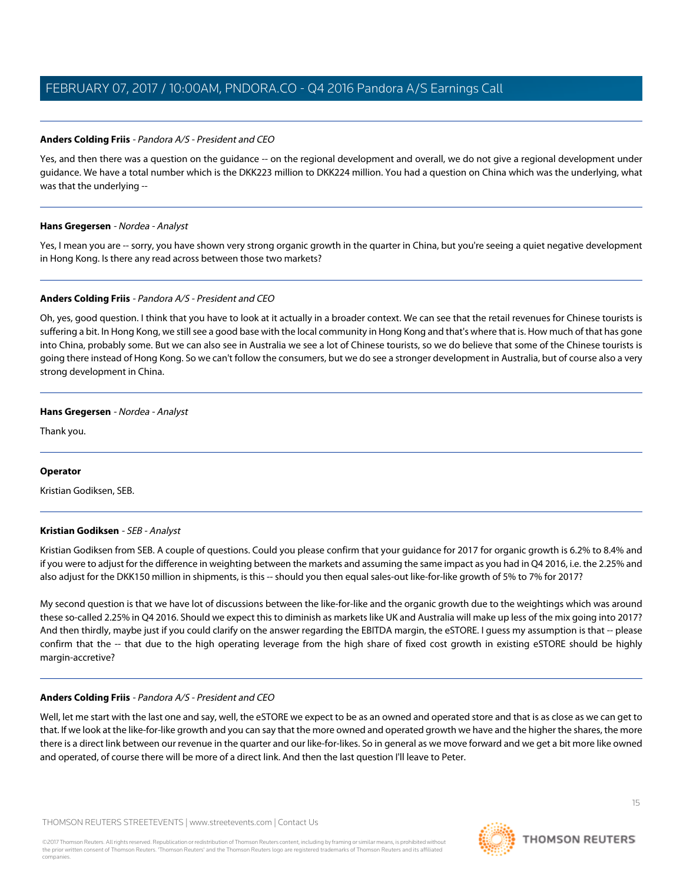**Anders Colding Friis** - *Pandora A/S - President and CEO*

Yes, and then there was a question on the guidance -- on the regional development and overall, we do not give a regional development under guidance. We have a total number which is the DKK223 million to DKK224 million. You had a question on China which was the underlying, what was that the underlying --

---

**Hans Gregersen** - *Nordea - Analyst*

Yes, I mean you are -- sorry, you have shown very strong organic growth in the quarter in China, but you're seeing a quiet negative development in Hong Kong. Is there any read across between those two markets?

---

**Anders Colding Friis** - *Pandora A/S - President and CEO*

Oh, yes, good question. I think that you have to look at it actually in a broader context. We can see that the retail revenues for Chinese tourists is suffering a bit. In Hong Kong, we still see a good base with the local community in Hong Kong and that's where that is. How much of that has gone into China, probably some. But we can also see in Australia we see a lot of Chinese tourists, so we do believe that some of the Chinese tourists is going there instead of Hong Kong. So we can't follow the consumers, but we do see a stronger development in Australia, but of course also a very strong development in China.

---

**Hans Gregersen** - *Nordea - Analyst*

Thank you.

---

**Operator**

Kristian Godiksen, SEB.

---

**Kristian Godiksen** - *SEB - Analyst*

Kristian Godiksen from SEB. A couple of questions. Could you please confirm that your guidance for 2017 for organic growth is 6.2% to 8.4% and if you were to adjust for the difference in weighting between the markets and assuming the same impact as you had in Q4 2016, i.e. the 2.25% and also adjust for the DKK150 million in shipments, is this -- should you then equal sales-out like-for-like growth of 5% to 7% for 2017?

My second question is that we have lot of discussions between the like-for-like and the organic growth due to the weightings which was around these so-called 2.25% in Q4 2016. Should we expect this to diminish as markets like UK and Australia will make up less of the mix going into 2017? And then thirdly, maybe just if you could clarify on the answer regarding the EBITDA margin, the eSTORE. I guess my assumption is that -- please confirm that the -- that due to the high operating leverage from the high share of fixed cost growth in existing eSTORE should be highly margin-accretive?

---

**Anders Colding Friis** - *Pandora A/S - President and CEO*

Well, let me start with the last one and say, well, the eSTORE we expect to be as an owned and operated store and that is as close as we can get to that. If we look at the like-for-like growth and you can say that the more owned and operated growth we have and the higher the shares, the more there is a direct link between our revenue in the quarter and our like-for-likes. So in general as we move forward and we get a bit more like owned and operated, of course there will be more of a direct link. And then the last question I'll leave to Peter.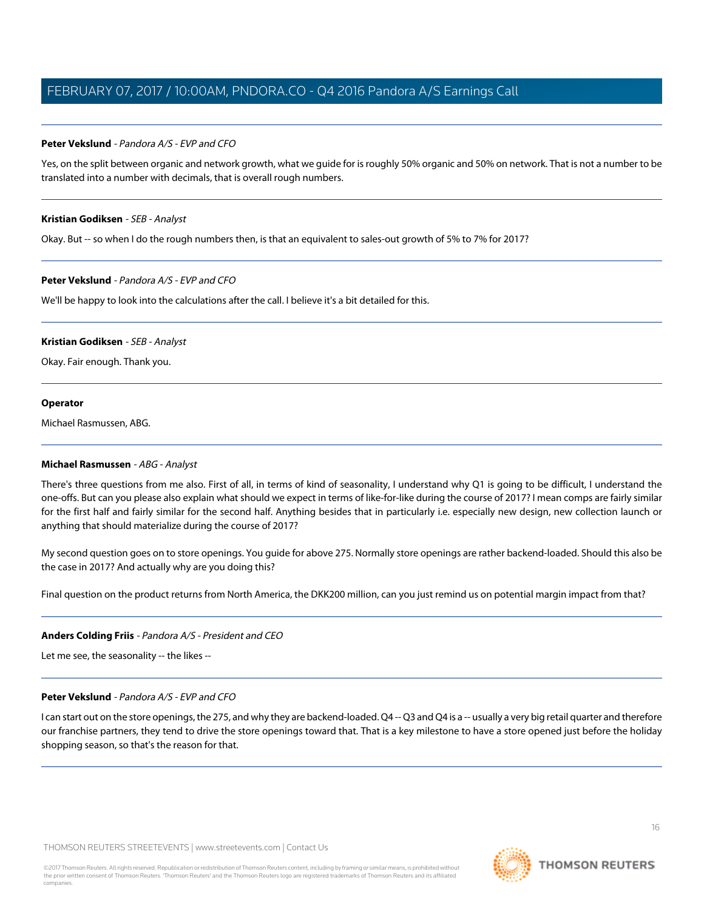**Peter Vekslund** - *Pandora A/S - EVP and CFO*

Yes, on the split between organic and network growth, what we guide for is roughly 50% organic and 50% on network. That is not a number to be translated into a number with decimals, that is overall rough numbers.

---

**Kristian Godiksen** - *SEB - Analyst*

Okay. But -- so when I do the rough numbers then, is that an equivalent to sales-out growth of 5% to 7% for 2017?

---

**Peter Vekslund** - *Pandora A/S - EVP and CFO*

We'll be happy to look into the calculations after the call. I believe it's a bit detailed for this.

---

**Kristian Godiksen** - *SEB - Analyst*

Okay. Fair enough. Thank you.

---

**Operator**

Michael Rasmussen, ABG.

---

**Michael Rasmussen** - *ABG - Analyst*

There's three questions from me also. First of all, in terms of kind of seasonality, I understand why Q1 is going to be difficult, I understand the one-offs. But can you please also explain what should we expect in terms of like-for-like during the course of 2017? I mean comps are fairly similar for the first half and fairly similar for the second half. Anything besides that in particularly i.e. especially new design, new collection launch or anything that should materialize during the course of 2017?

My second question goes on to store openings. You guide for above 275. Normally store openings are rather backend-loaded. Should this also be the case in 2017? And actually why are you doing this?

Final question on the product returns from North America, the DKK200 million, can you just remind us on potential margin impact from that?

---

**Anders Colding Friis** - *Pandora A/S - President and CEO*

Let me see, the seasonality -- the likes --

---

**Peter Vekslund** - *Pandora A/S - EVP and CFO*

I can start out on the store openings, the 275, and why they are backend-loaded. Q4 -- Q3 and Q4 is a -- usually a very big retail quarter and therefore our franchise partners, they tend to drive the store openings toward that. That is a key milestone to have a store opened just before the holiday shopping season, so that's the reason for that.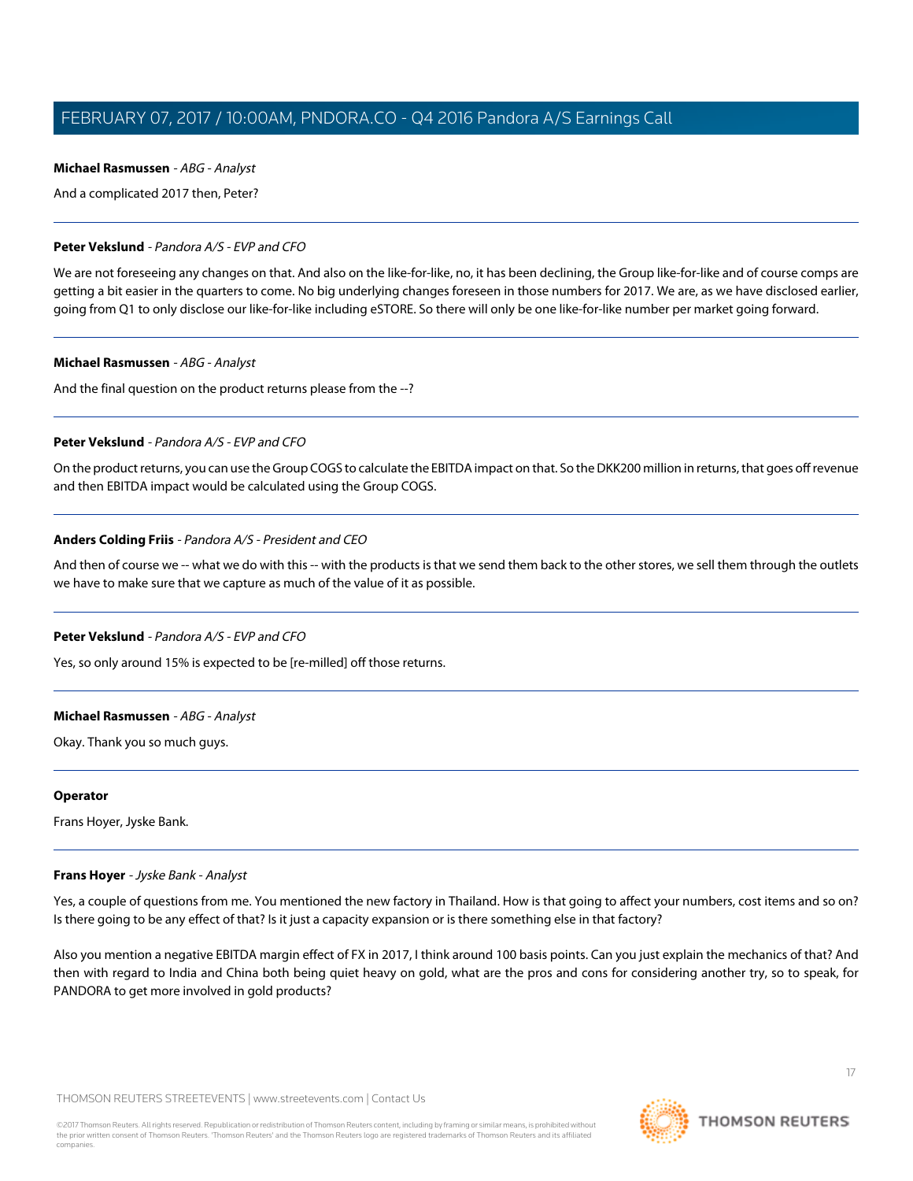**Michael Rasmussen** - *ABG - Analyst*

And a complicated 2017 then, Peter?

---

**Peter Vekslund** - *Pandora A/S - EVP and CFO*

We are not foreseeing any changes on that. And also on the like-for-like, no, it has been declining, the Group like-for-like and of course comps are getting a bit easier in the quarters to come. No big underlying changes foreseen in those numbers for 2017. We are, as we have disclosed earlier, going from Q1 to only disclose our like-for-like including eSTORE. So there will only be one like-for-like number per market going forward.

---

**Michael Rasmussen** - *ABG - Analyst*

And the final question on the product returns please from the --?

---

**Peter Vekslund** - *Pandora A/S - EVP and CFO*

On the product returns, you can use the Group COGS to calculate the EBITDA impact on that. So the DKK200 million in returns, that goes off revenue and then EBITDA impact would be calculated using the Group COGS.

---

**Anders Colding Friis** - *Pandora A/S - President and CEO*

And then of course we -- what we do with this -- with the products is that we send them back to the other stores, we sell them through the outlets we have to make sure that we capture as much of the value of it as possible.

---

**Peter Vekslund** - *Pandora A/S - EVP and CFO*

Yes, so only around 15% is expected to be [re-milled] off those returns.

---

**Michael Rasmussen** - *ABG - Analyst*

Okay. Thank you so much guys.

---

**Operator**

Frans Hoyer, Jyske Bank.

---

**Frans Hoyer** - *Jyske Bank - Analyst*

Yes, a couple of questions from me. You mentioned the new factory in Thailand. How is that going to affect your numbers, cost items and so on? Is there going to be any effect of that? Is it just a capacity expansion or is there something else in that factory?

Also you mention a negative EBITDA margin effect of FX in 2017, I think around 100 basis points. Can you just explain the mechanics of that? And then with regard to India and China both being quiet heavy on gold, what are the pros and cons for considering another try, so to speak, for PANDORA to get more involved in gold products?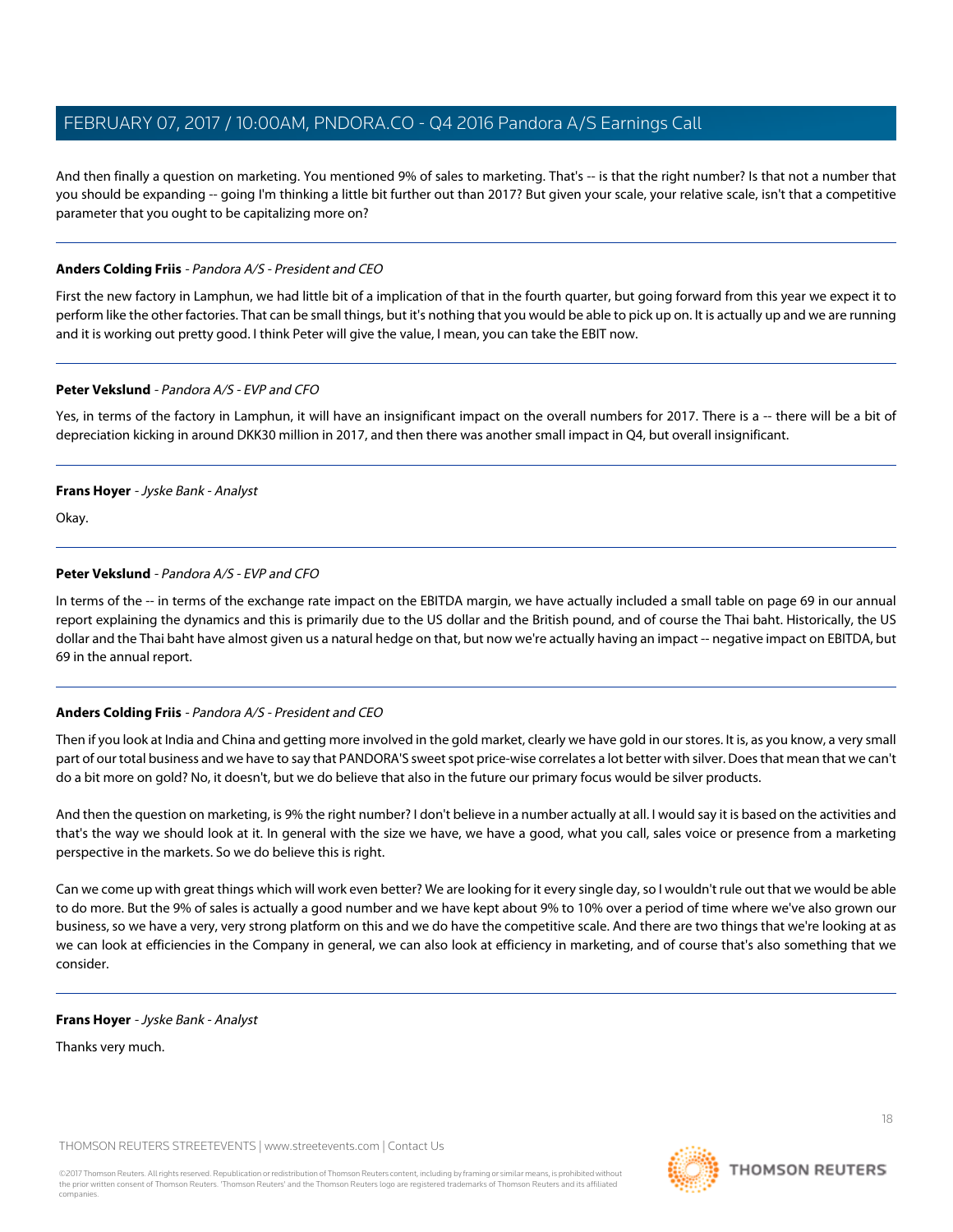And then finally a question on marketing. You mentioned 9% of sales to marketing. That's -- is that the right number? Is that not a number that you should be expanding -- going I'm thinking a little bit further out than 2017? But given your scale, your relative scale, isn't that a competitive parameter that you ought to be capitalizing more on?

---

**Anders Colding Friis** - *Pandora A/S - President and CEO*

First the new factory in Lamphun, we had little bit of a implication of that in the fourth quarter, but going forward from this year we expect it to perform like the other factories. That can be small things, but it's nothing that you would be able to pick up on. It is actually up and we are running and it is working out pretty good. I think Peter will give the value, I mean, you can take the EBIT now.

---

**Peter Vekslund** - *Pandora A/S - EVP and CFO*

Yes, in terms of the factory in Lamphun, it will have an insignificant impact on the overall numbers for 2017. There is a -- there will be a bit of depreciation kicking in around DKK30 million in 2017, and then there was another small impact in Q4, but overall insignificant.

---

**Frans Hoyer** - *Jyske Bank - Analyst*

Okay.

---

**Peter Vekslund** - *Pandora A/S - EVP and CFO*

In terms of the -- in terms of the exchange rate impact on the EBITDA margin, we have actually included a small table on page 69 in our annual report explaining the dynamics and this is primarily due to the US dollar and the British pound, and of course the Thai baht. Historically, the US dollar and the Thai baht have almost given us a natural hedge on that, but now we're actually having an impact -- negative impact on EBITDA, but 69 in the annual report.

---

**Anders Colding Friis** - *Pandora A/S - President and CEO*

Then if you look at India and China and getting more involved in the gold market, clearly we have gold in our stores. It is, as you know, a very small part of our total business and we have to say that PANDORA'S sweet spot price-wise correlates a lot better with silver. Does that mean that we can't do a bit more on gold? No, it doesn't, but we do believe that also in the future our primary focus would be silver products.

And then the question on marketing, is 9% the right number? I don't believe in a number actually at all. I would say it is based on the activities and that's the way we should look at it. In general with the size we have, we have a good, what you call, sales voice or presence from a marketing perspective in the markets. So we do believe this is right.

Can we come up with great things which will work even better? We are looking for it every single day, so I wouldn't rule out that we would be able to do more. But the 9% of sales is actually a good number and we have kept about 9% to 10% over a period of time where we've also grown our business, so we have a very, very strong platform on this and we do have the competitive scale. And there are two things that we're looking at as we can look at efficiencies in the Company in general, we can also look at efficiency in marketing, and of course that's also something that we consider.

---

**Frans Hoyer** - *Jyske Bank - Analyst*

Thanks very much.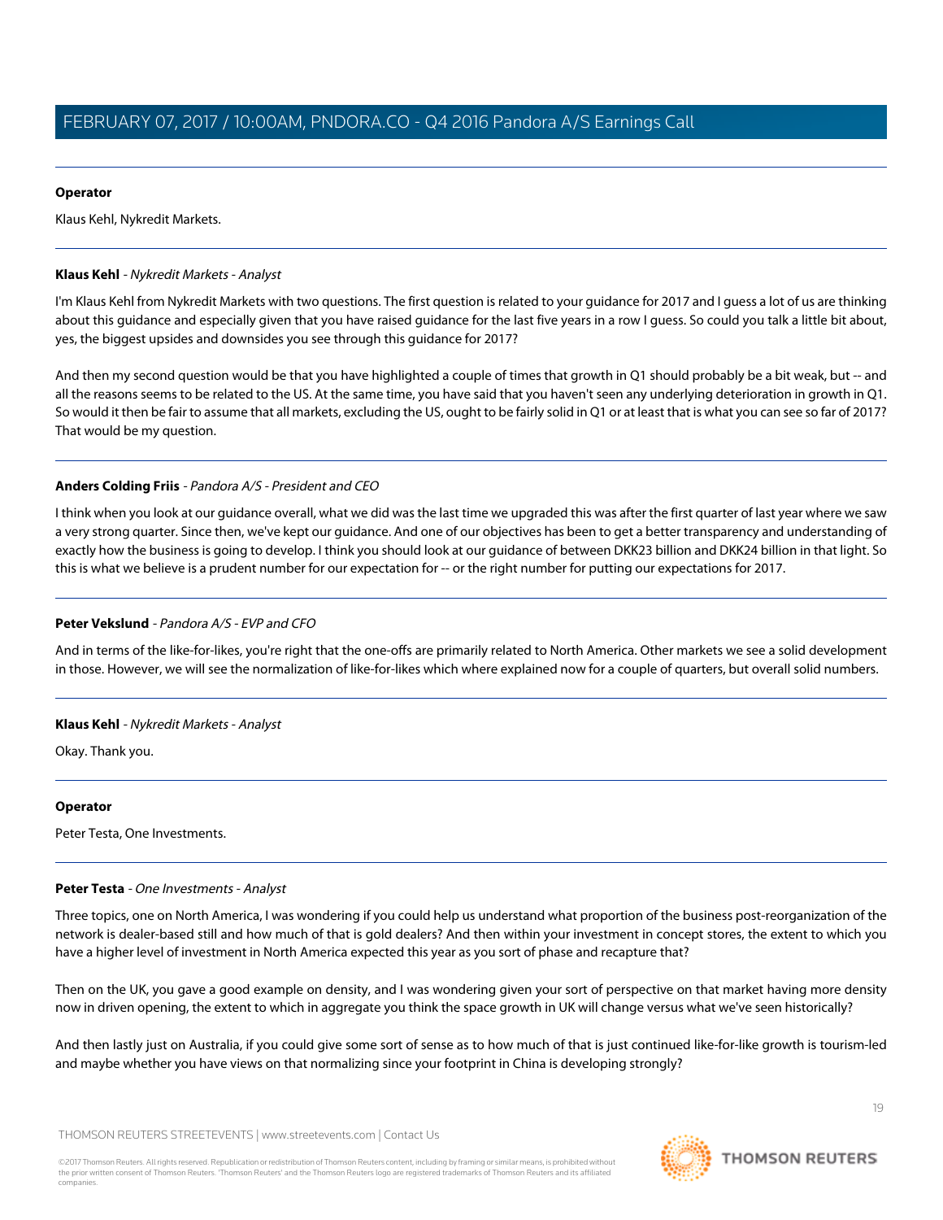**Operator**

Klaus Kehl, Nykredit Markets.

---

**Klaus Kehl** - *Nykredit Markets - Analyst*

I'm Klaus Kehl from Nykredit Markets with two questions. The first question is related to your guidance for 2017 and I guess a lot of us are thinking about this guidance and especially given that you have raised guidance for the last five years in a row I guess. So could you talk a little bit about, yes, the biggest upsides and downsides you see through this guidance for 2017?

And then my second question would be that you have highlighted a couple of times that growth in Q1 should probably be a bit weak, but -- and all the reasons seems to be related to the US. At the same time, you have said that you haven't seen any underlying deterioration in growth in Q1. So would it then be fair to assume that all markets, excluding the US, ought to be fairly solid in Q1 or at least that is what you can see so far of 2017? That would be my question.

---

**Anders Colding Friis** - *Pandora A/S - President and CEO*

I think when you look at our guidance overall, what we did was the last time we upgraded this was after the first quarter of last year where we saw a very strong quarter. Since then, we've kept our guidance. And one of our objectives has been to get a better transparency and understanding of exactly how the business is going to develop. I think you should look at our guidance of between DKK23 billion and DKK24 billion in that light. So this is what we believe is a prudent number for our expectation for -- or the right number for putting our expectations for 2017.

---

**Peter Vekslund** - *Pandora A/S - EVP and CFO*

And in terms of the like-for-likes, you're right that the one-offs are primarily related to North America. Other markets we see a solid development in those. However, we will see the normalization of like-for-likes which where explained now for a couple of quarters, but overall solid numbers.

---

**Klaus Kehl** - *Nykredit Markets - Analyst*

Okay. Thank you.

---

**Operator**

Peter Testa, One Investments.

---

**Peter Testa** - *One Investments - Analyst*

Three topics, one on North America, I was wondering if you could help us understand what proportion of the business post-reorganization of the network is dealer-based still and how much of that is gold dealers? And then within your investment in concept stores, the extent to which you have a higher level of investment in North America expected this year as you sort of phase and recapture that?

Then on the UK, you gave a good example on density, and I was wondering given your sort of perspective on that market having more density now in driven opening, the extent to which in aggregate you think the space growth in UK will change versus what we've seen historically?

And then lastly just on Australia, if you could give some sort of sense as to how much of that is just continued like-for-like growth is tourism-led and maybe whether you have views on that normalizing since your footprint in China is developing strongly?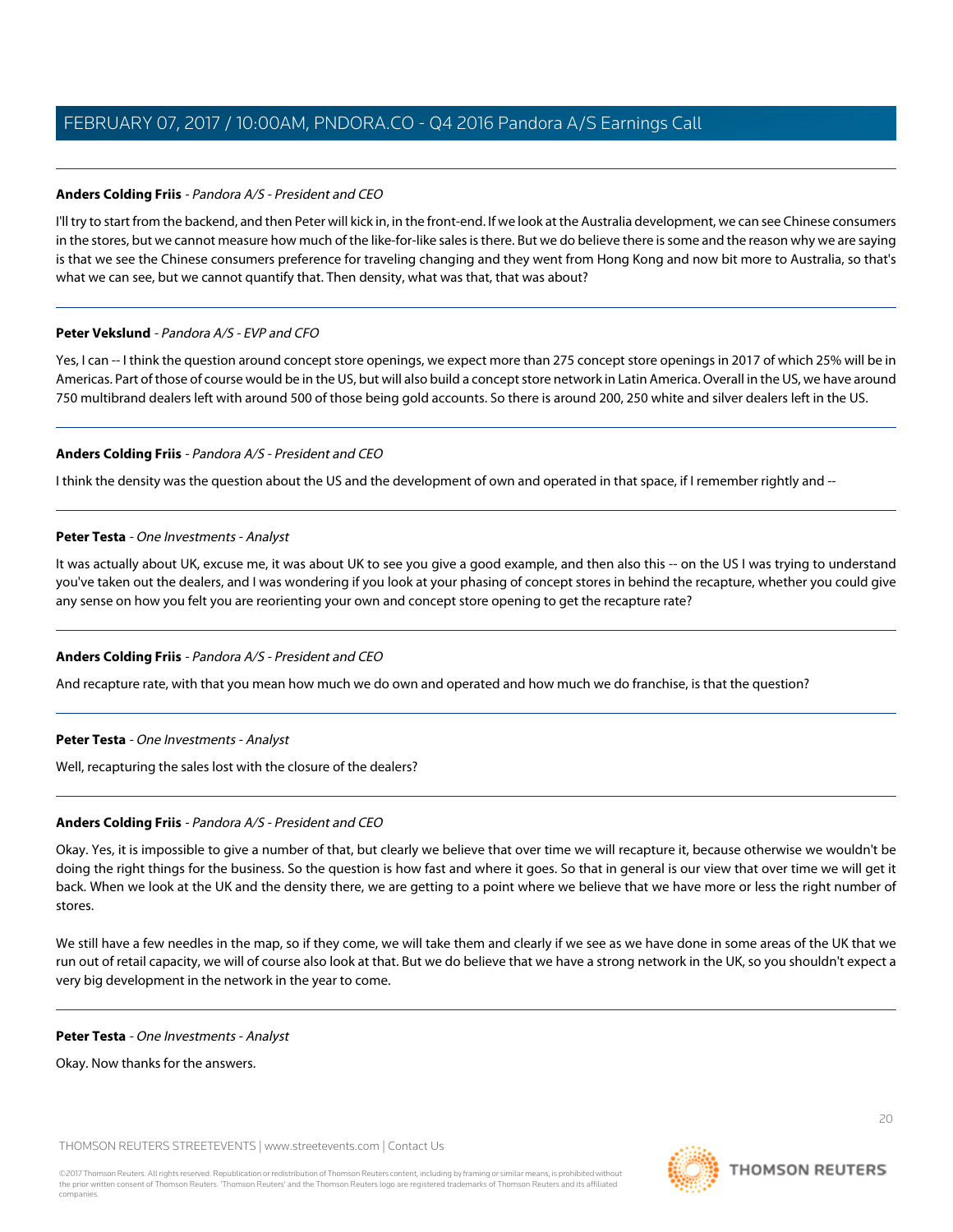**Anders Colding Friis** - *Pandora A/S - President and CEO*

I'll try to start from the backend, and then Peter will kick in, in the front-end. If we look at the Australia development, we can see Chinese consumers in the stores, but we cannot measure how much of the like-for-like sales is there. But we do believe there is some and the reason why we are saying is that we see the Chinese consumers preference for traveling changing and they went from Hong Kong and now bit more to Australia, so that's what we can see, but we cannot quantify that. Then density, what was that, that was about?

---

**Peter Vekslund** - *Pandora A/S - EVP and CFO*

Yes, I can -- I think the question around concept store openings, we expect more than 275 concept store openings in 2017 of which 25% will be in Americas. Part of those of course would be in the US, but will also build a concept store network in Latin America. Overall in the US, we have around 750 multibrand dealers left with around 500 of those being gold accounts. So there is around 200, 250 white and silver dealers left in the US.

---

**Anders Colding Friis** - *Pandora A/S - President and CEO*

I think the density was the question about the US and the development of own and operated in that space, if I remember rightly and --

---

**Peter Testa** - *One Investments - Analyst*

It was actually about UK, excuse me, it was about UK to see you give a good example, and then also this -- on the US I was trying to understand you've taken out the dealers, and I was wondering if you look at your phasing of concept stores in behind the recapture, whether you could give any sense on how you felt you are reorienting your own and concept store opening to get the recapture rate?

---

**Anders Colding Friis** - *Pandora A/S - President and CEO*

And recapture rate, with that you mean how much we do own and operated and how much we do franchise, is that the question?

---

**Peter Testa** - *One Investments - Analyst*

Well, recapturing the sales lost with the closure of the dealers?

---

**Anders Colding Friis** - *Pandora A/S - President and CEO*

Okay. Yes, it is impossible to give a number of that, but clearly we believe that over time we will recapture it, because otherwise we wouldn't be doing the right things for the business. So the question is how fast and where it goes. So that in general is our view that over time we will get it back. When we look at the UK and the density there, we are getting to a point where we believe that we have more or less the right number of stores.

We still have a few needles in the map, so if they come, we will take them and clearly if we see as we have done in some areas of the UK that we run out of retail capacity, we will of course also look at that. But we do believe that we have a strong network in the UK, so you shouldn't expect a very big development in the network in the year to come.

---

**Peter Testa** - *One Investments - Analyst*

Okay. Now thanks for the answers.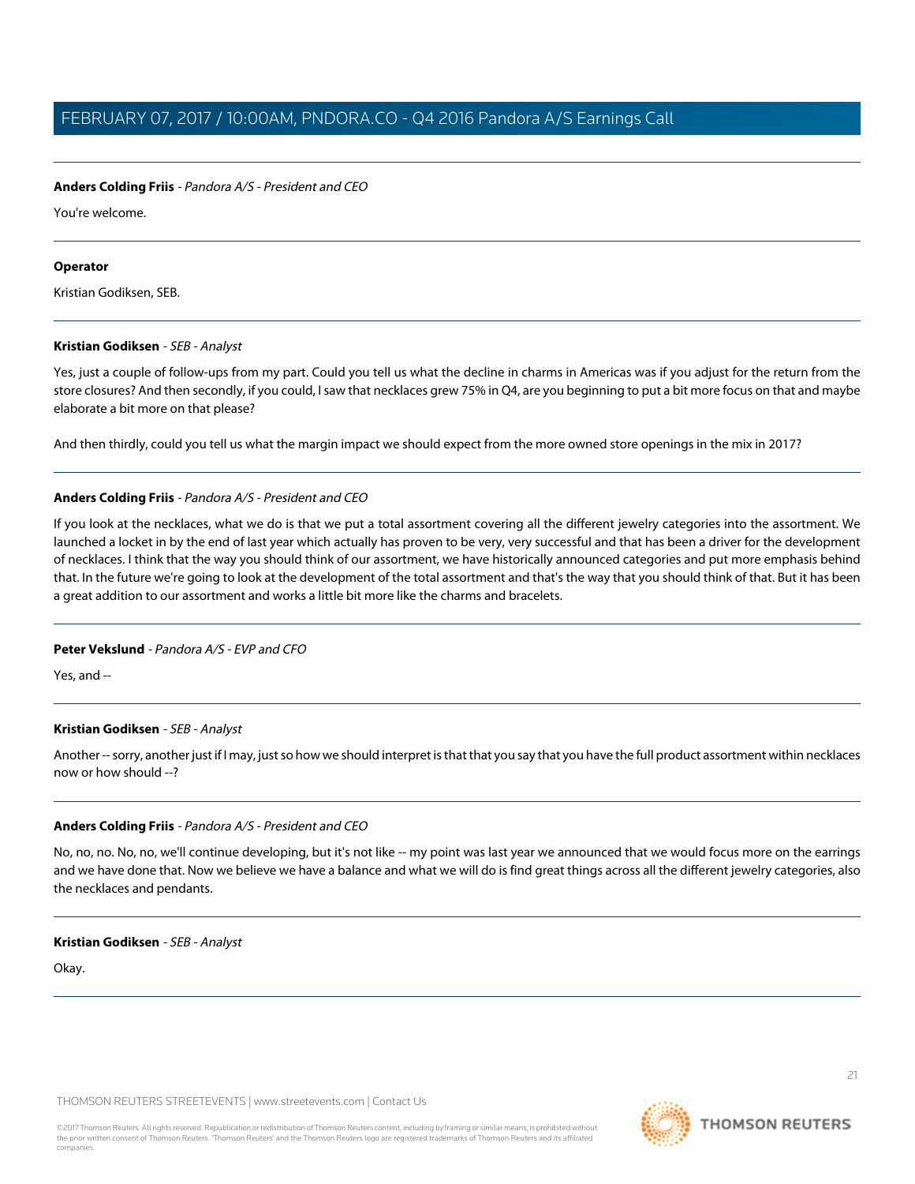**Anders Colding Friis** - *Pandora A/S - President and CEO*

You're welcome.

---

**Operator**

Kristian Godiksen, SEB.

---

**Kristian Godiksen** - *SEB - Analyst*

Yes, just a couple of follow-ups from my part. Could you tell us what the decline in charms in Americas was if you adjust for the return from the store closures? And then secondly, if you could, I saw that necklaces grew 75% in Q4, are you beginning to put a bit more focus on that and maybe elaborate a bit more on that please?

And then thirdly, could you tell us what the margin impact we should expect from the more owned store openings in the mix in 2017?

---

**Anders Colding Friis** - *Pandora A/S - President and CEO*

If you look at the necklaces, what we do is that we put a total assortment covering all the different jewelry categories into the assortment. We launched a locket in by the end of last year which actually has proven to be very, very successful and that has been a driver for the development of necklaces. I think that the way you should think of our assortment, we have historically announced categories and put more emphasis behind that. In the future we're going to look at the development of the total assortment and that's the way that you should think of that. But it has been a great addition to our assortment and works a little bit more like the charms and bracelets.

---

**Peter Vekslund** - *Pandora A/S - EVP and CFO*

Yes, and --

---

**Kristian Godiksen** - *SEB - Analyst*

Another -- sorry, another just if I may, just so how we should interpret is that that you say that you have the full product assortment within necklaces now or how should --?

---

**Anders Colding Friis** - *Pandora A/S - President and CEO*

No, no, no. No, no, we'll continue developing, but it's not like -- my point was last year we announced that we would focus more on the earrings and we have done that. Now we believe we have a balance and what we will do is find great things across all the different jewelry categories, also the necklaces and pendants.

---

**Kristian Godiksen** - *SEB - Analyst*

Okay.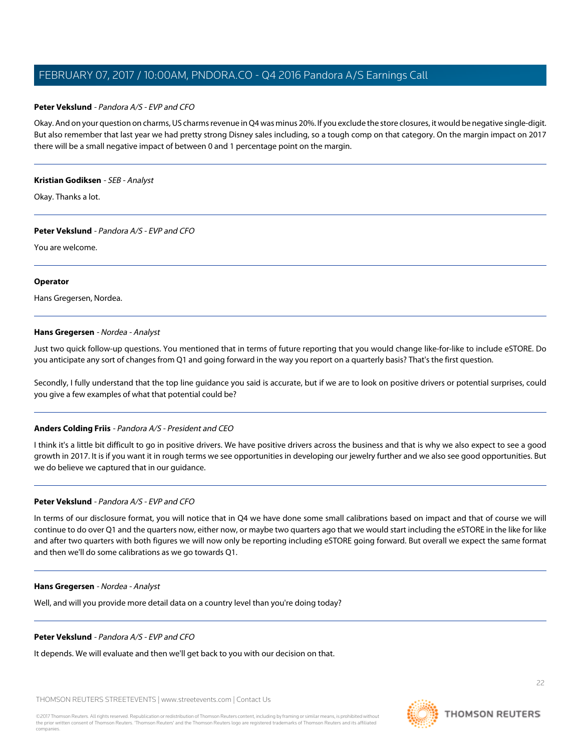**Peter Vekslund** - *Pandora A/S - EVP and CFO*

Okay. And on your question on charms, US charms revenue in Q4 was minus 20%. If you exclude the store closures, it would be negative single-digit. But also remember that last year we had pretty strong Disney sales including, so a tough comp on that category. On the margin impact on 2017 there will be a small negative impact of between 0 and 1 percentage point on the margin.

---

**Kristian Godiksen** - *SEB - Analyst*

Okay. Thanks a lot.

---

**Peter Vekslund** - *Pandora A/S - EVP and CFO*

You are welcome.

---

**Operator**

Hans Gregersen, Nordea.

---

**Hans Gregersen** - *Nordea - Analyst*

Just two quick follow-up questions. You mentioned that in terms of future reporting that you would change like-for-like to include eSTORE. Do you anticipate any sort of changes from Q1 and going forward in the way you report on a quarterly basis? That's the first question.

Secondly, I fully understand that the top line guidance you said is accurate, but if we are to look on positive drivers or potential surprises, could you give a few examples of what that potential could be?

---

**Anders Colding Friis** - *Pandora A/S - President and CEO*

I think it's a little bit difficult to go in positive drivers. We have positive drivers across the business and that is why we also expect to see a good growth in 2017. It is if you want it in rough terms we see opportunities in developing our jewelry further and we also see good opportunities. But we do believe we captured that in our guidance.

---

**Peter Vekslund** - *Pandora A/S - EVP and CFO*

In terms of our disclosure format, you will notice that in Q4 we have done some small calibrations based on impact and that of course we will continue to do over Q1 and the quarters now, either now, or maybe two quarters ago that we would start including the eSTORE in the like for like and after two quarters with both figures we will now only be reporting including eSTORE going forward. But overall we expect the same format and then we'll do some calibrations as we go towards Q1.

---

**Hans Gregersen** - *Nordea - Analyst*

Well, and will you provide more detail data on a country level than you're doing today?

---

**Peter Vekslund** - *Pandora A/S - EVP and CFO*

It depends. We will evaluate and then we'll get back to you with our decision on that.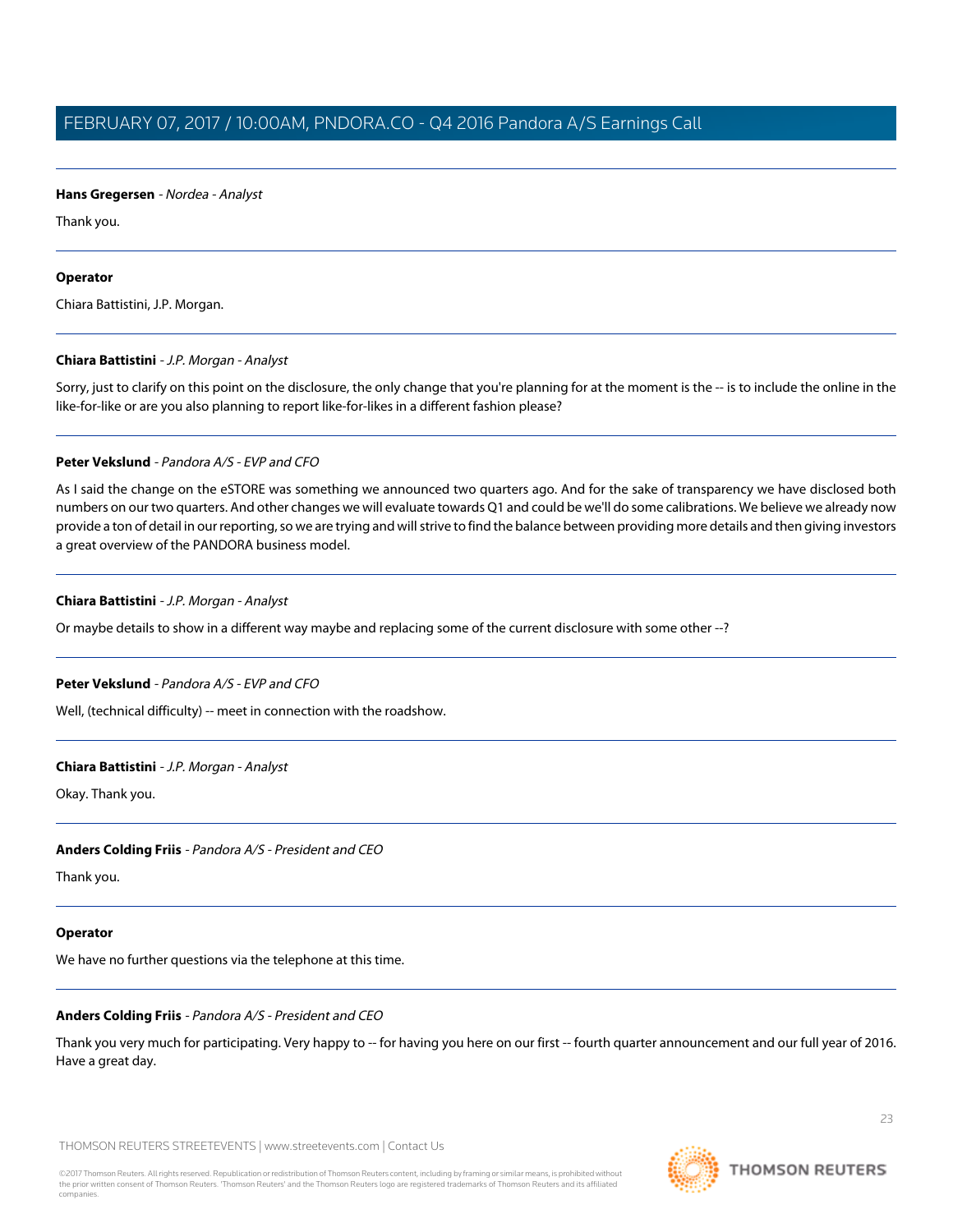**Hans Gregersen** - *Nordea - Analyst*

Thank you.

---

**Operator**

Chiara Battistini, J.P. Morgan.

---

**Chiara Battistini** - *J.P. Morgan - Analyst*

Sorry, just to clarify on this point on the disclosure, the only change that you're planning for at the moment is the -- is to include the online in the like-for-like or are you also planning to report like-for-likes in a different fashion please?

---

**Peter Vekslund** - *Pandora A/S - EVP and CFO*

As I said the change on the eSTORE was something we announced two quarters ago. And for the sake of transparency we have disclosed both numbers on our two quarters. And other changes we will evaluate towards Q1 and could be we'll do some calibrations. We believe we already now provide a ton of detail in our reporting, so we are trying and will strive to find the balance between providing more details and then giving investors a great overview of the PANDORA business model.

---

**Chiara Battistini** - *J.P. Morgan - Analyst*

Or maybe details to show in a different way maybe and replacing some of the current disclosure with some other --?

---

**Peter Vekslund** - *Pandora A/S - EVP and CFO*

Well, (technical difficulty) -- meet in connection with the roadshow.

---

**Chiara Battistini** - *J.P. Morgan - Analyst*

Okay. Thank you.

---

**Anders Colding Friis** - *Pandora A/S - President and CEO*

Thank you.

---

**Operator**

We have no further questions via the telephone at this time.

---

**Anders Colding Friis** - *Pandora A/S - President and CEO*

Thank you very much for participating. Very happy to -- for having you here on our first -- fourth quarter announcement and our full year of 2016. Have a great day.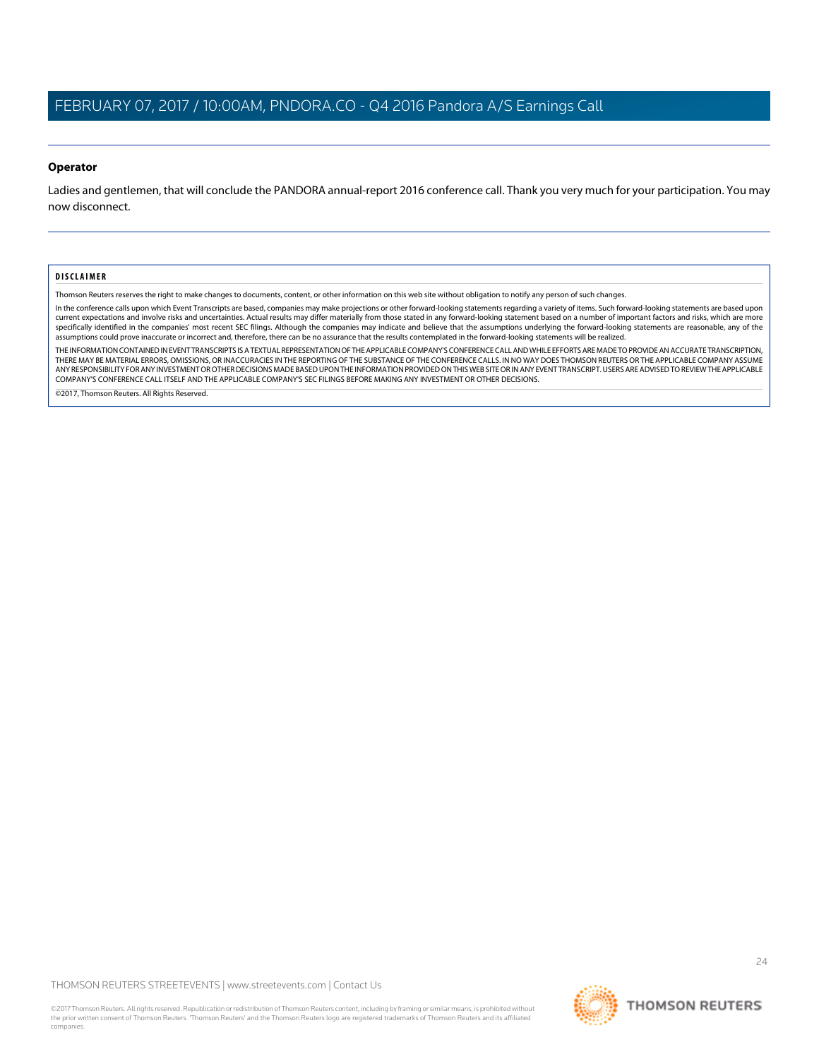**Operator**

Ladies and gentlemen, that will conclude the PANDORA annual-report 2016 conference call. Thank you very much for your participation. You may now disconnect.

**DISCLAIMER**

Thomson Reuters reserves the right to make changes to documents, content, or other information on this web site without obligation to notify any person of such changes.

In the conference calls upon which Event Transcripts are based, companies may make projections or other forward-looking statements regarding a variety of items. Such forward-looking statements are based upon current expectations and involve risks and uncertainties. Actual results may differ materially from those stated in any forward-looking statement based on a number of important factors and risks, which are more specifically identified in the companies' most recent SEC filings. Although the companies may indicate and believe that the assumptions underlying the forward-looking statements are reasonable, any of the assumptions could prove inaccurate or incorrect and, therefore, there can be no assurance that the results contemplated in the forward-looking statements will be realized.

THE INFORMATION CONTAINED IN EVENT TRANSCRIPTS IS A TEXTUAL REPRESENTATION OF THE APPLICABLE COMPANY'S CONFERENCE CALL AND WHILE EFFORTS ARE MADE TO PROVIDE AN ACCURATE TRANSCRIPTION, THERE MAY BE MATERIAL ERRORS, OMISSIONS, OR INACCURACIES IN THE REPORTING OF THE SUBSTANCE OF THE CONFERENCE CALLS. IN NO WAY DOES THOMSON REUTERS OR THE APPLICABLE COMPANY ASSUME ANY RESPONSIBILITY FOR ANY INVESTMENT OR OTHER DECISIONS MADE BASED UPON THE INFORMATION PROVIDED ON THIS WEB SITE OR IN ANY EVENT TRANSCRIPT. USERS ARE ADVISED TO REVIEW THE APPLICABLE COMPANY'S CONFERENCE CALL ITSELF AND THE APPLICABLE COMPANY'S SEC FILINGS BEFORE MAKING ANY INVESTMENT OR OTHER DECISIONS.

©2017, Thomson Reuters. All Rights Reserved.